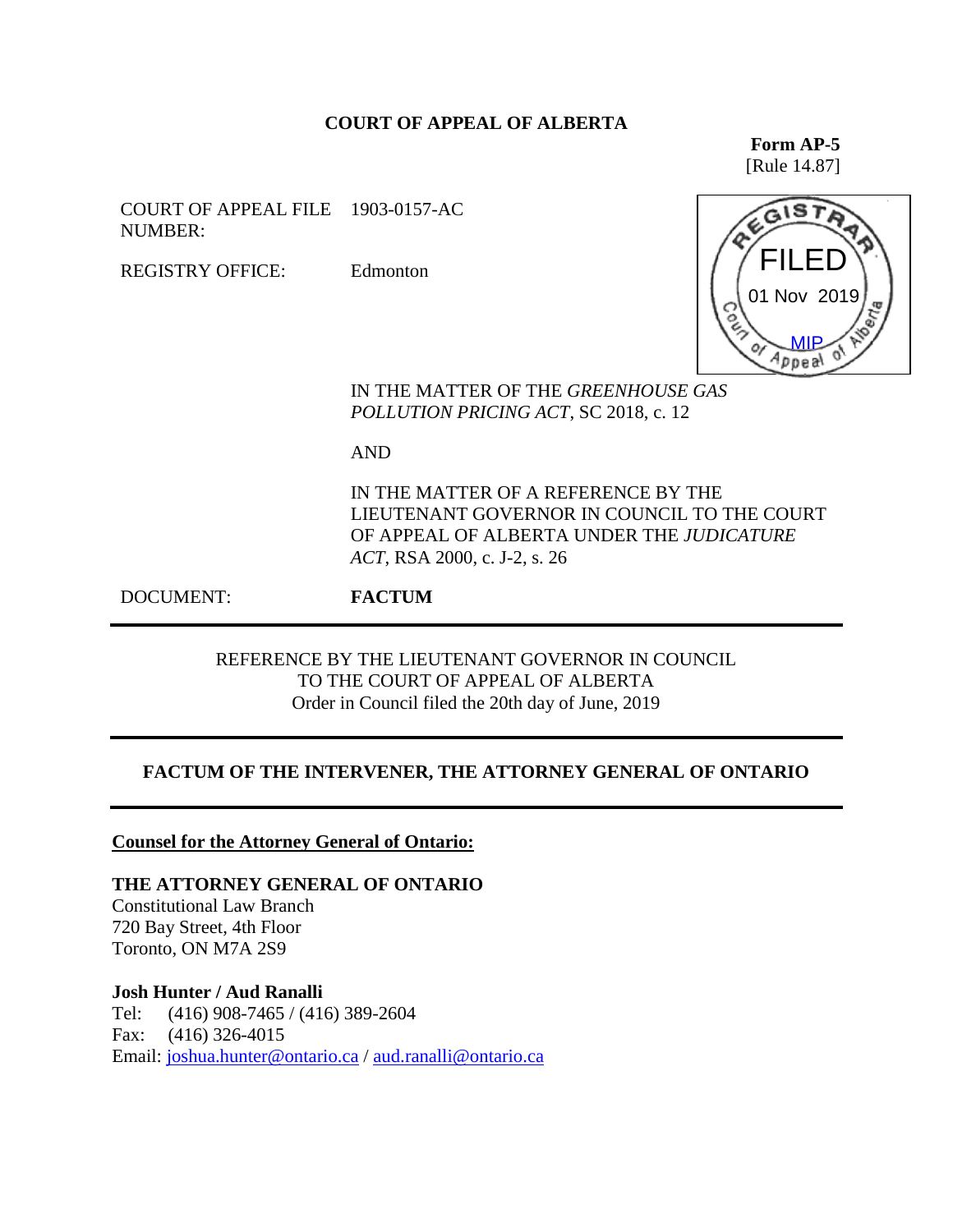**COURT OF APPEAL OF ALBERTA**

**Form AP-5**
[Rule 14.87]

COURT OF APPEAL FILE NUMBER: 1903-0157-AC

REGISTRY OFFICE: Edmonton

REGISTRAR
FILED
01 Nov 2019
MIP
Court of Appeal of Alberta

IN THE MATTER OF THE *GREENHOUSE GAS POLLUTION PRICING ACT*, SC 2018, c. 12

AND

IN THE MATTER OF A REFERENCE BY THE LIEUTENANT GOVERNOR IN COUNCIL TO THE COURT OF APPEAL OF ALBERTA UNDER THE *JUDICATURE ACT*, RSA 2000, c. J-2, s. 26

DOCUMENT: **FACTUM**

---

REFERENCE BY THE LIEUTENANT GOVERNOR IN COUNCIL
TO THE COURT OF APPEAL OF ALBERTA
Order in Council filed the 20th day of June, 2019

---

**FACTUM OF THE INTERVENER, THE ATTORNEY GENERAL OF ONTARIO**

---

**Counsel for the Attorney General of Ontario:**

**THE ATTORNEY GENERAL OF ONTARIO**
Constitutional Law Branch
720 Bay Street, 4th Floor
Toronto, ON M7A 2S9

**Josh Hunter / Aud Ranalli**
Tel: (416) 908-7465 / (416) 389-2604
Fax: (416) 326-4015
Email: joshua.hunter@ontario.ca / aud.ranalli@ontario.ca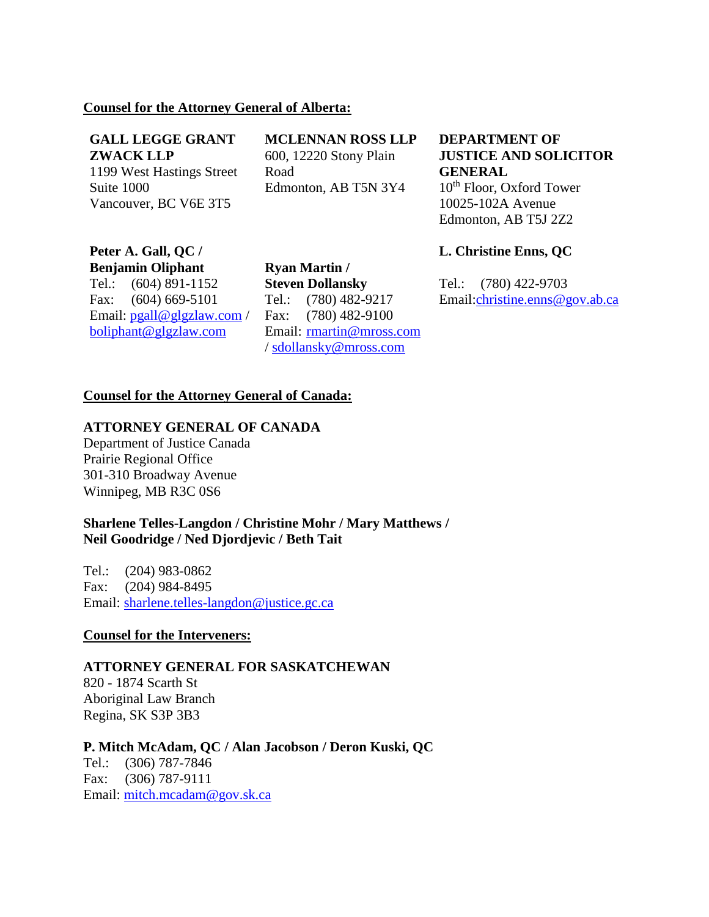**Counsel for the Attorney General of Alberta:**

**GALL LEGGE GRANT ZWACK LLP**
1199 West Hastings Street
Suite 1000
Vancouver, BC V6E 3T5

**Peter A. Gall, QC / Benjamin Oliphant**
Tel.: (604) 891-1152
Fax: (604) 669-5101
Email: pgall@glgzlaw.com / boliphant@glgzlaw.com

**MCLENNAN ROSS LLP**
600, 12220 Stony Plain Road
Edmonton, AB T5N 3Y4

**Ryan Martin / Steven Dollansky**
Tel.: (780) 482-9217
Fax: (780) 482-9100
Email: rmartin@mross.com / sdollansky@mross.com

**DEPARTMENT OF JUSTICE AND SOLICITOR GENERAL**
10th Floor, Oxford Tower
10025-102A Avenue
Edmonton, AB T5J 2Z2

**L. Christine Enns, QC**

Tel.: (780) 422-9703
Email: christine.enns@gov.ab.ca

**Counsel for the Attorney General of Canada:**

**ATTORNEY GENERAL OF CANADA**
Department of Justice Canada
Prairie Regional Office
301-310 Broadway Avenue
Winnipeg, MB R3C 0S6

**Sharlene Telles-Langdon / Christine Mohr / Mary Matthews / Neil Goodridge / Ned Djordjevic / Beth Tait**

Tel.: (204) 983-0862
Fax: (204) 984-8495
Email: sharlene.telles-langdon@justice.gc.ca

**Counsel for the Interveners:**

**ATTORNEY GENERAL FOR SASKATCHEWAN**
820 - 1874 Scarth St
Aboriginal Law Branch
Regina, SK S3P 3B3

**P. Mitch McAdam, QC / Alan Jacobson / Deron Kuski, QC**
Tel.: (306) 787-7846
Fax: (306) 787-9111
Email: mitch.mcadam@gov.sk.ca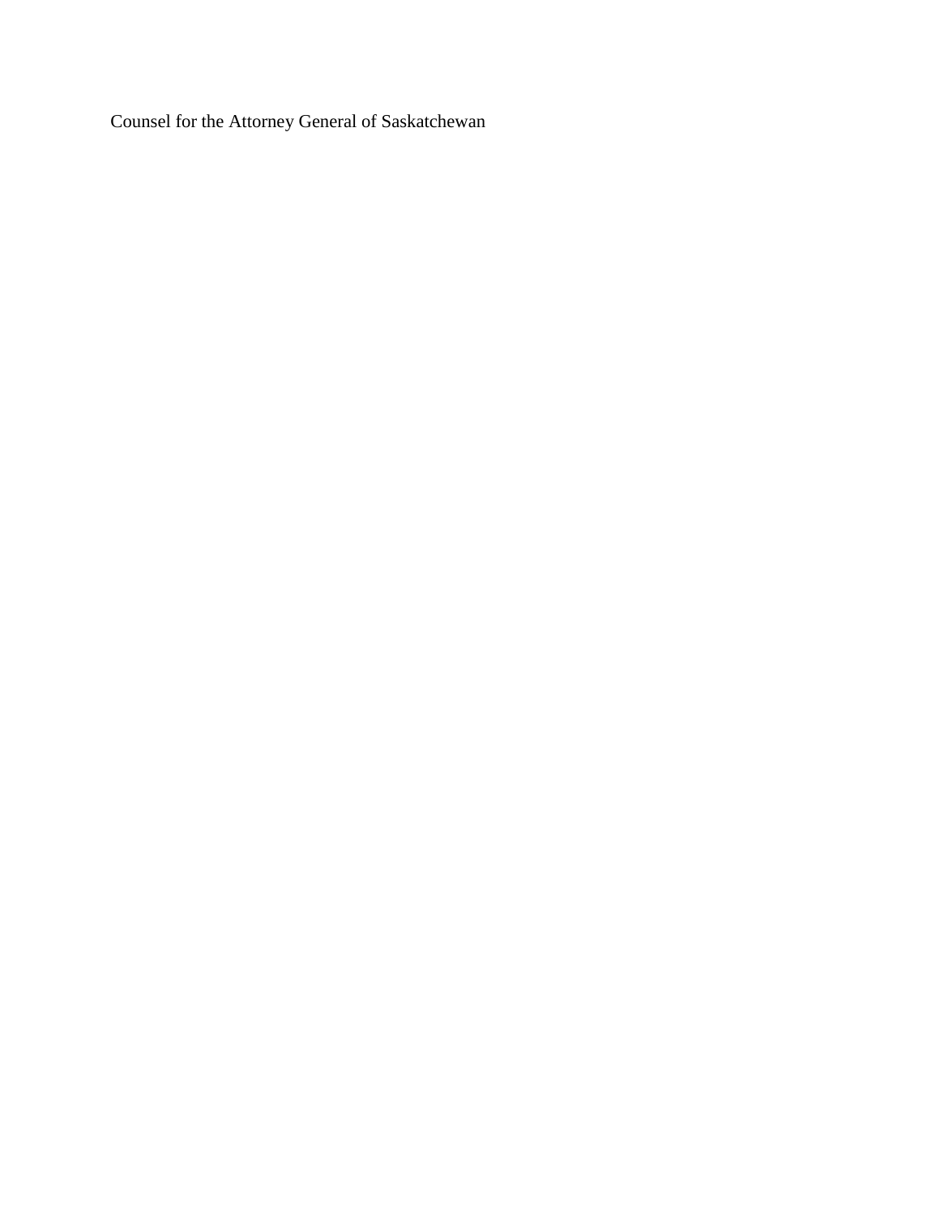Counsel for the Attorney General of Saskatchewan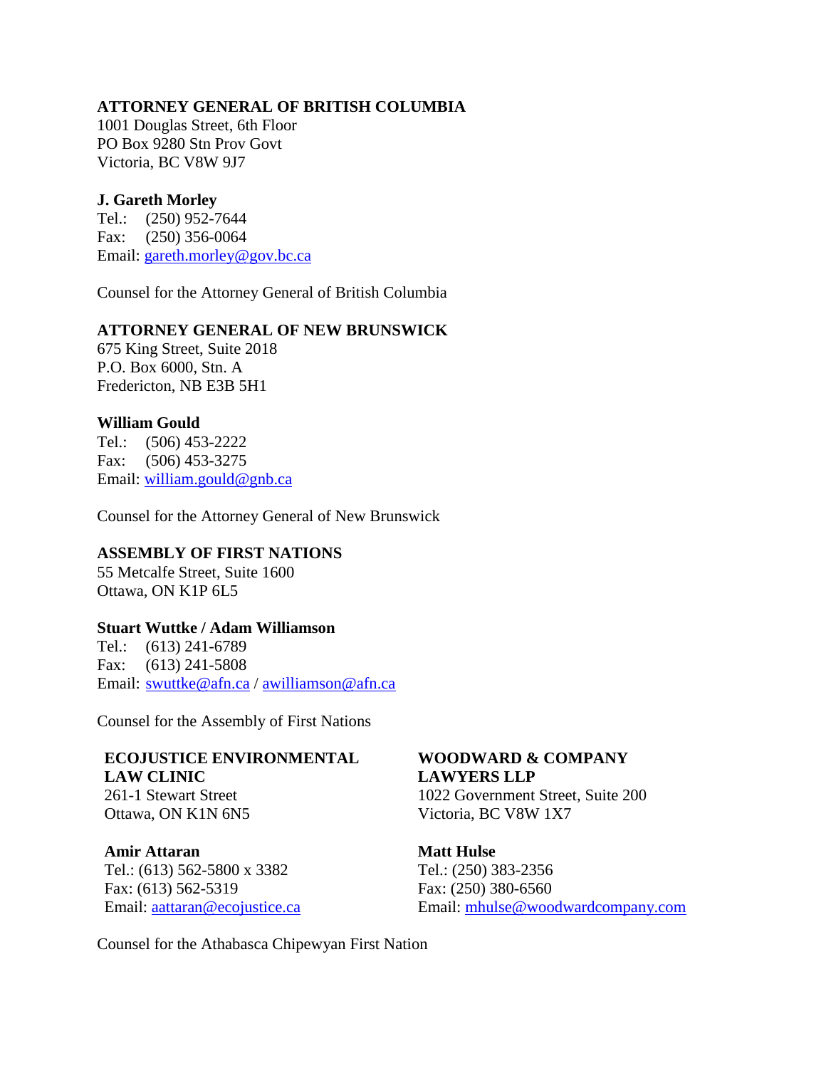**ATTORNEY GENERAL OF BRITISH COLUMBIA**
1001 Douglas Street, 6th Floor
PO Box 9280 Stn Prov Govt
Victoria, BC V8W 9J7

**J. Gareth Morley**
Tel.: (250) 952-7644
Fax: (250) 356-0064
Email: gareth.morley@gov.bc.ca

Counsel for the Attorney General of British Columbia

**ATTORNEY GENERAL OF NEW BRUNSWICK**
675 King Street, Suite 2018
P.O. Box 6000, Stn. A
Fredericton, NB E3B 5H1

**William Gould**
Tel.: (506) 453-2222
Fax: (506) 453-3275
Email: william.gould@gnb.ca

Counsel for the Attorney General of New Brunswick

**ASSEMBLY OF FIRST NATIONS**
55 Metcalfe Street, Suite 1600
Ottawa, ON K1P 6L5

**Stuart Wuttke / Adam Williamson**
Tel.: (613) 241-6789
Fax: (613) 241-5808
Email: swuttke@afn.ca / awilliamson@afn.ca

Counsel for the Assembly of First Nations

**ECOJUSTICE ENVIRONMENTAL LAW CLINIC**
261-1 Stewart Street
Ottawa, ON K1N 6N5

**Amir Attaran**
Tel.: (613) 562-5800 x 3382
Fax: (613) 562-5319
Email: aattaran@ecojustice.ca

**WOODWARD & COMPANY LAWYERS LLP**
1022 Government Street, Suite 200
Victoria, BC V8W 1X7

**Matt Hulse**
Tel.: (250) 383-2356
Fax: (250) 380-6560
Email: mhulse@woodwardcompany.com

Counsel for the Athabasca Chipewyan First Nation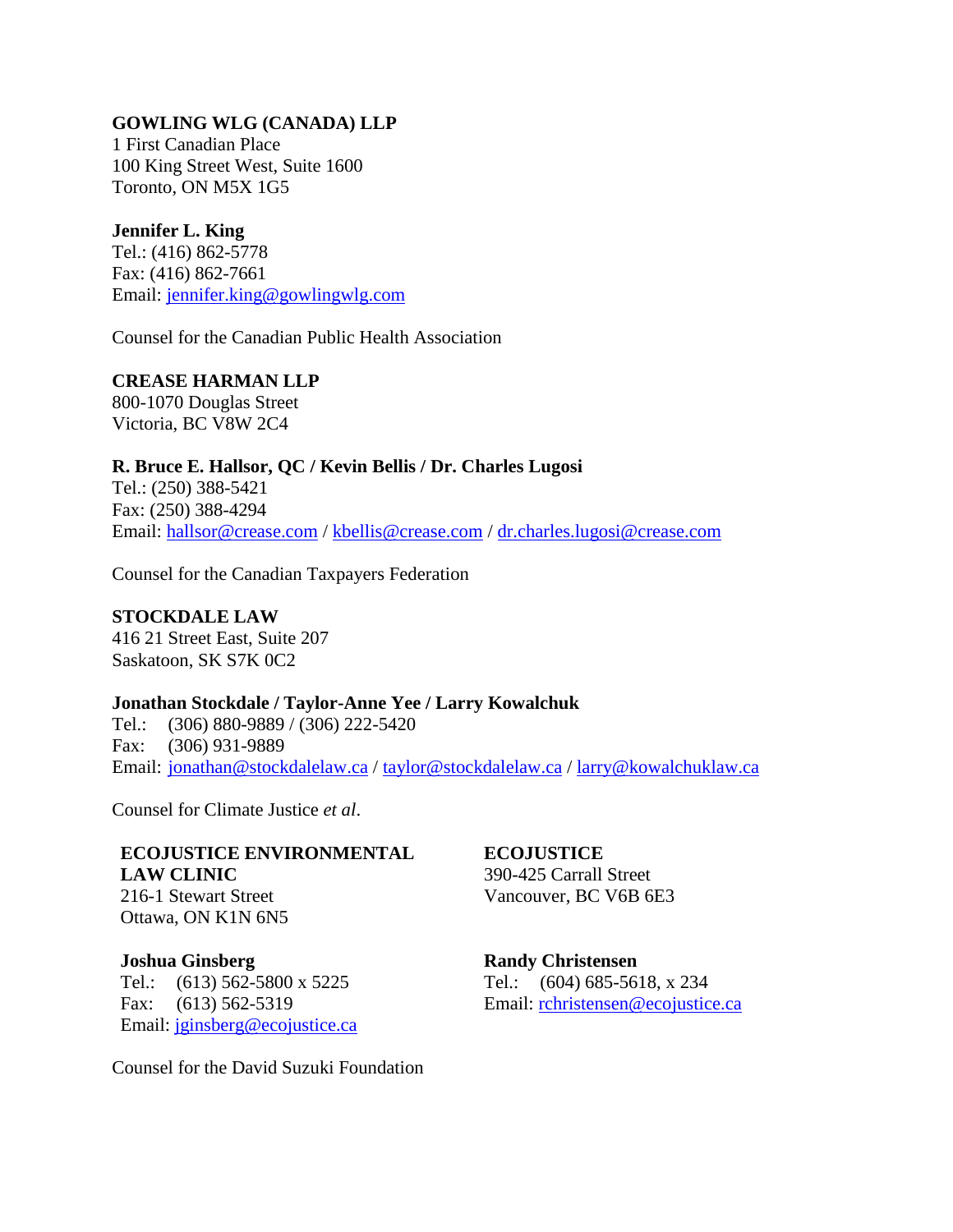**GOWLING WLG (CANADA) LLP**
1 First Canadian Place
100 King Street West, Suite 1600
Toronto, ON M5X 1G5

**Jennifer L. King**
Tel.: (416) 862-5778
Fax: (416) 862-7661
Email: jennifer.king@gowlingwlg.com

Counsel for the Canadian Public Health Association

**CREASE HARMAN LLP**
800-1070 Douglas Street
Victoria, BC V8W 2C4

**R. Bruce E. Hallsor, QC / Kevin Bellis / Dr. Charles Lugosi**
Tel.: (250) 388-5421
Fax: (250) 388-4294
Email: hallsor@crease.com / kbellis@crease.com / dr.charles.lugosi@crease.com

Counsel for the Canadian Taxpayers Federation

**STOCKDALE LAW**
416 21 Street East, Suite 207
Saskatoon, SK S7K 0C2

**Jonathan Stockdale / Taylor-Anne Yee / Larry Kowalchuk**
Tel.: (306) 880-9889 / (306) 222-5420
Fax: (306) 931-9889
Email: jonathan@stockdalelaw.ca / taylor@stockdalelaw.ca / larry@kowalchuklaw.ca

Counsel for Climate Justice *et al*.

**ECOJUSTICE ENVIRONMENTAL LAW CLINIC**
216-1 Stewart Street
Ottawa, ON K1N 6N5

**Joshua Ginsberg**
Tel.: (613) 562-5800 x 5225
Fax: (613) 562-5319
Email: jginsberg@ecojustice.ca

**ECOJUSTICE**
390-425 Carrall Street
Vancouver, BC V6B 6E3

**Randy Christensen**
Tel.: (604) 685-5618, x 234
Email: rchristensen@ecojustice.ca

Counsel for the David Suzuki Foundation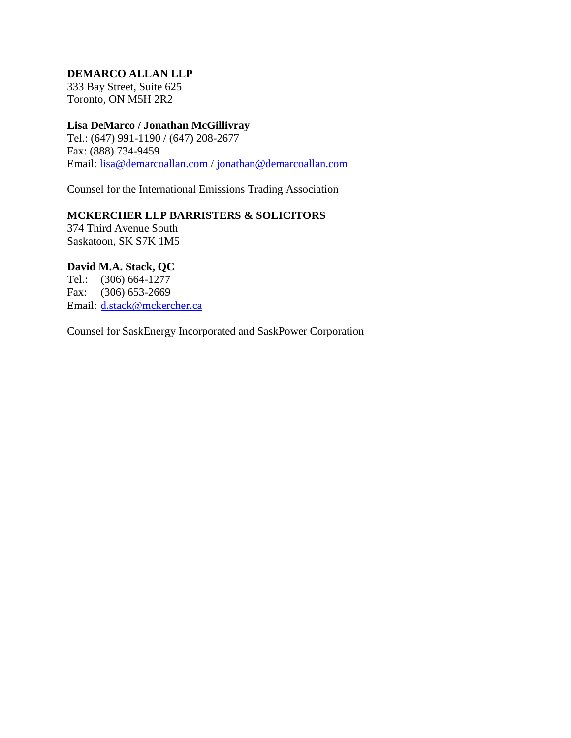**DEMARCO ALLAN LLP**
333 Bay Street, Suite 625
Toronto, ON M5H 2R2

**Lisa DeMarco / Jonathan McGillivray**
Tel.: (647) 991-1190 / (647) 208-2677
Fax: (888) 734-9459
Email: lisa@demarcoallan.com / jonathan@demarcoallan.com

Counsel for the International Emissions Trading Association

**MCKERCHER LLP BARRISTERS & SOLICITORS**
374 Third Avenue South
Saskatoon, SK S7K 1M5

**David M.A. Stack, QC**
Tel.: (306) 664-1277
Fax: (306) 653-2669
Email: d.stack@mckercher.ca

Counsel for SaskEnergy Incorporated and SaskPower Corporation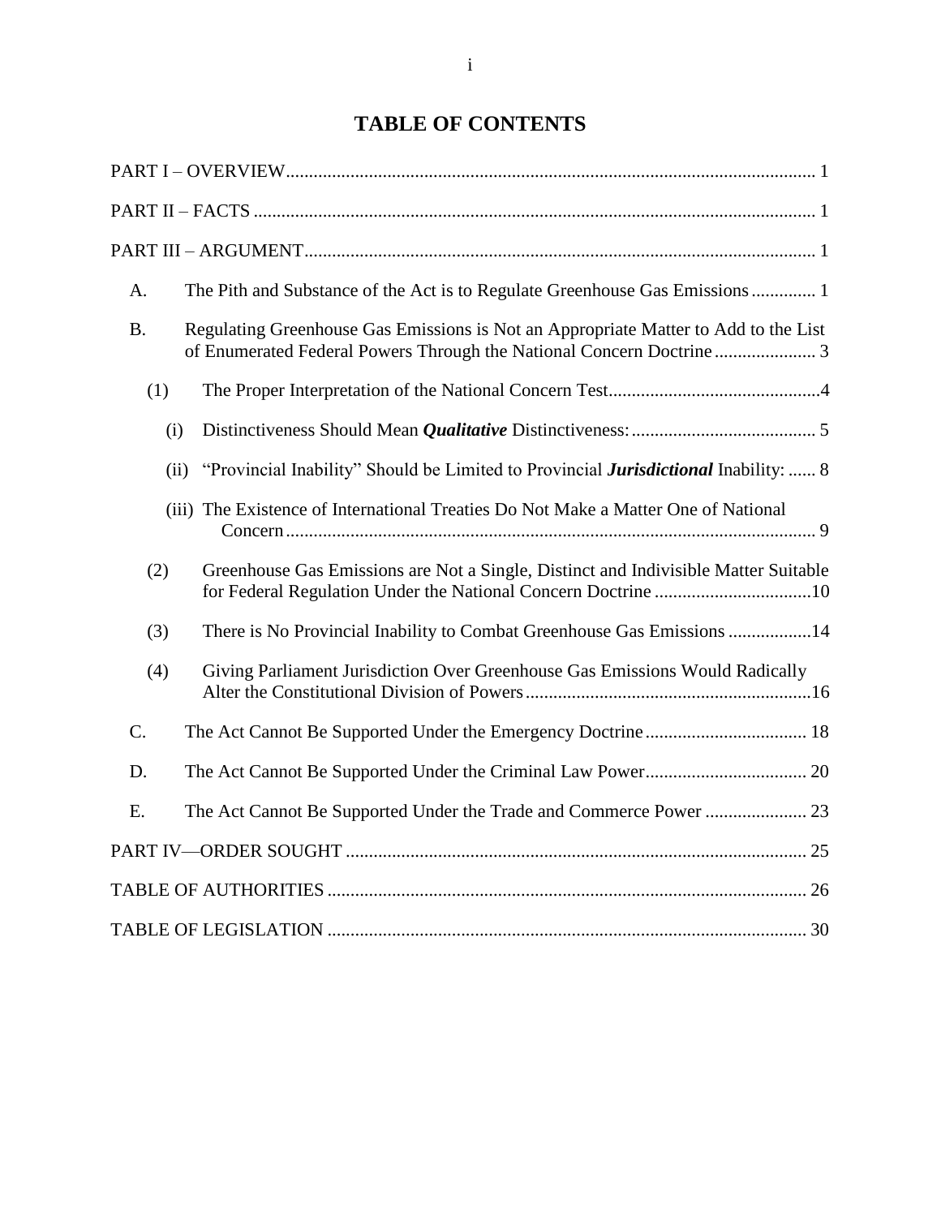# TABLE OF CONTENTS

PART I – OVERVIEW ........ 1

PART II – FACTS ........ 1

PART III – ARGUMENT ........ 1

- A. The Pith and Substance of the Act is to Regulate Greenhouse Gas Emissions ........ 1
- B. Regulating Greenhouse Gas Emissions is Not an Appropriate Matter to Add to the List of Enumerated Federal Powers Through the National Concern Doctrine ........ 3
  - (1) The Proper Interpretation of the National Concern Test ........ 4
    - (i) Distinctiveness Should Mean ***Qualitative*** Distinctiveness: ........ 5
    - (ii) "Provincial Inability" Should be Limited to Provincial ***Jurisdictional*** Inability: ........ 8
    - (iii) The Existence of International Treaties Do Not Make a Matter One of National Concern ........ 9
  - (2) Greenhouse Gas Emissions are Not a Single, Distinct and Indivisible Matter Suitable for Federal Regulation Under the National Concern Doctrine ........ 10
  - (3) There is No Provincial Inability to Combat Greenhouse Gas Emissions ........ 14
  - (4) Giving Parliament Jurisdiction Over Greenhouse Gas Emissions Would Radically Alter the Constitutional Division of Powers ........ 16
- C. The Act Cannot Be Supported Under the Emergency Doctrine ........ 18
- D. The Act Cannot Be Supported Under the Criminal Law Power ........ 20
- E. The Act Cannot Be Supported Under the Trade and Commerce Power ........ 23

PART IV—ORDER SOUGHT ........ 25

TABLE OF AUTHORITIES ........ 26

TABLE OF LEGISLATION ........ 30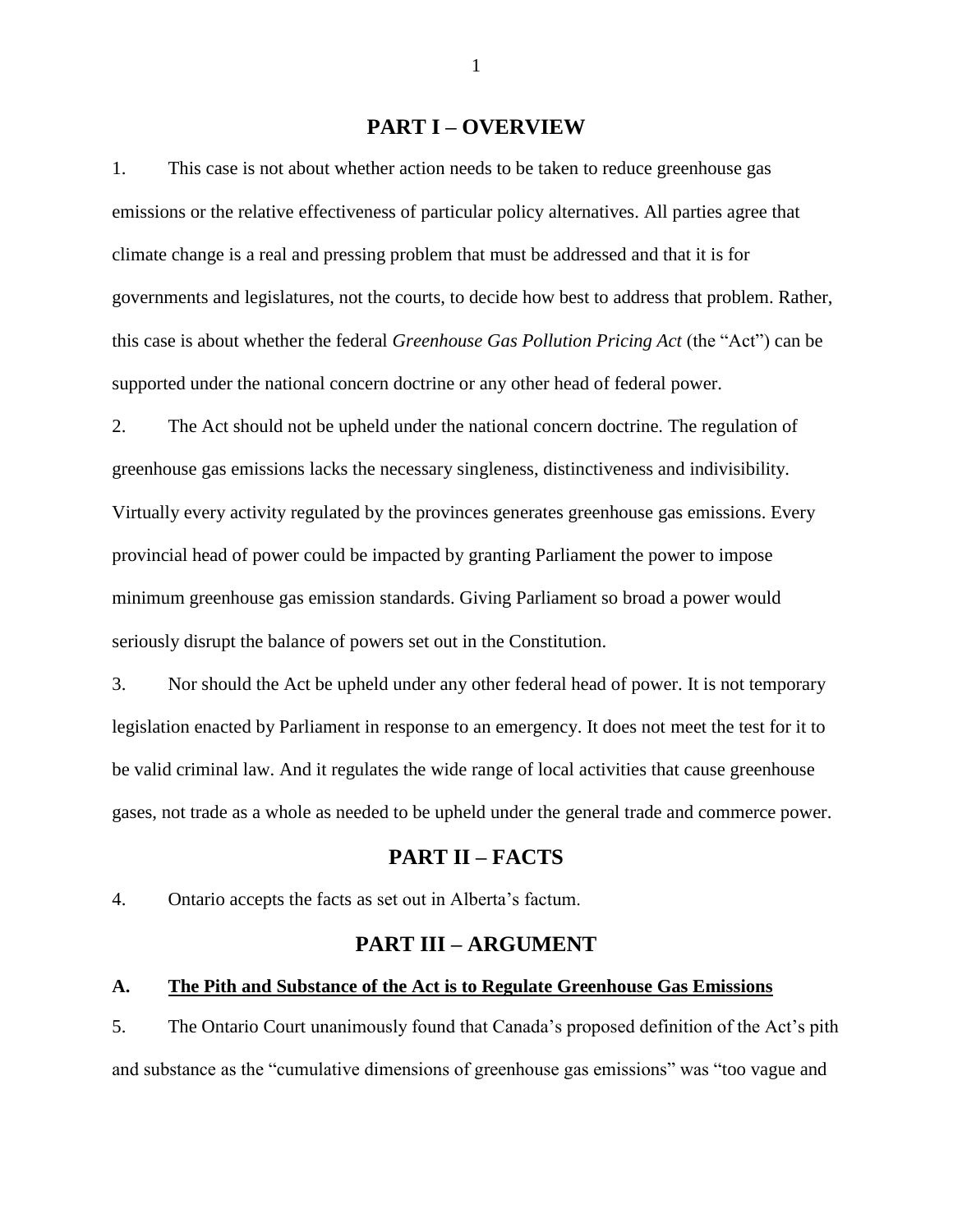## PART I – OVERVIEW

1. This case is not about whether action needs to be taken to reduce greenhouse gas emissions or the relative effectiveness of particular policy alternatives. All parties agree that climate change is a real and pressing problem that must be addressed and that it is for governments and legislatures, not the courts, to decide how best to address that problem. Rather, this case is about whether the federal *Greenhouse Gas Pollution Pricing Act* (the "Act") can be supported under the national concern doctrine or any other head of federal power.

2. The Act should not be upheld under the national concern doctrine. The regulation of greenhouse gas emissions lacks the necessary singleness, distinctiveness and indivisibility. Virtually every activity regulated by the provinces generates greenhouse gas emissions. Every provincial head of power could be impacted by granting Parliament the power to impose minimum greenhouse gas emission standards. Giving Parliament so broad a power would seriously disrupt the balance of powers set out in the Constitution.

3. Nor should the Act be upheld under any other federal head of power. It is not temporary legislation enacted by Parliament in response to an emergency. It does not meet the test for it to be valid criminal law. And it regulates the wide range of local activities that cause greenhouse gases, not trade as a whole as needed to be upheld under the general trade and commerce power.

## PART II – FACTS

4. Ontario accepts the facts as set out in Alberta's factum.

## PART III – ARGUMENT

### A. The Pith and Substance of the Act is to Regulate Greenhouse Gas Emissions

5. The Ontario Court unanimously found that Canada's proposed definition of the Act's pith and substance as the "cumulative dimensions of greenhouse gas emissions" was "too vague and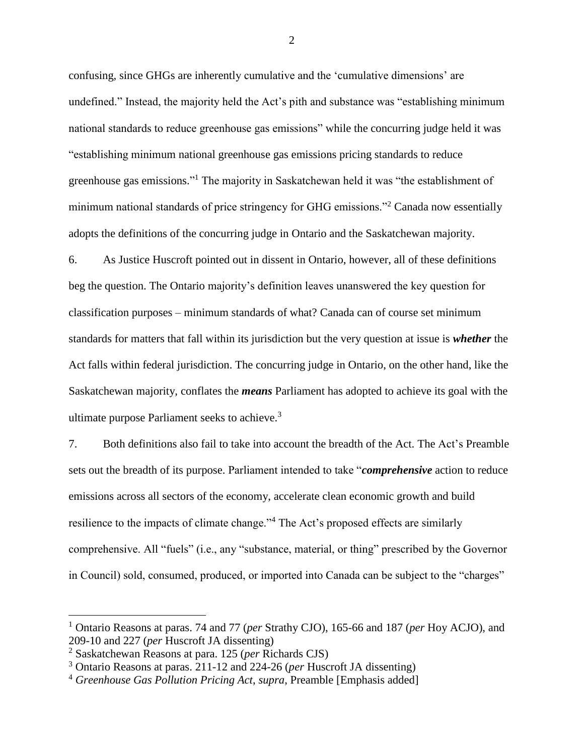confusing, since GHGs are inherently cumulative and the 'cumulative dimensions' are undefined." Instead, the majority held the Act's pith and substance was "establishing minimum national standards to reduce greenhouse gas emissions" while the concurring judge held it was "establishing minimum national greenhouse gas emissions pricing standards to reduce greenhouse gas emissions."[1] The majority in Saskatchewan held it was "the establishment of minimum national standards of price stringency for GHG emissions."[2] Canada now essentially adopts the definitions of the concurring judge in Ontario and the Saskatchewan majority.

6. As Justice Huscroft pointed out in dissent in Ontario, however, all of these definitions beg the question. The Ontario majority's definition leaves unanswered the key question for classification purposes – minimum standards of what? Canada can of course set minimum standards for matters that fall within its jurisdiction but the very question at issue is ***whether*** the Act falls within federal jurisdiction. The concurring judge in Ontario, on the other hand, like the Saskatchewan majority, conflates the ***means*** Parliament has adopted to achieve its goal with the ultimate purpose Parliament seeks to achieve.[3]

7. Both definitions also fail to take into account the breadth of the Act. The Act's Preamble sets out the breadth of its purpose. Parliament intended to take "***comprehensive*** action to reduce emissions across all sectors of the economy, accelerate clean economic growth and build resilience to the impacts of climate change."[4] The Act's proposed effects are similarly comprehensive. All "fuels" (i.e., any "substance, material, or thing" prescribed by the Governor in Council) sold, consumed, produced, or imported into Canada can be subject to the "charges"

---

[1] Ontario Reasons at paras. 74 and 77 (*per* Strathy CJO), 165-66 and 187 (*per* Hoy ACJO), and 209-10 and 227 (*per* Huscroft JA dissenting)

[2] Saskatchewan Reasons at para. 125 (*per* Richards CJS)

[3] Ontario Reasons at paras. 211-12 and 224-26 (*per* Huscroft JA dissenting)

[4] *Greenhouse Gas Pollution Pricing Act*, *supra*, Preamble [Emphasis added]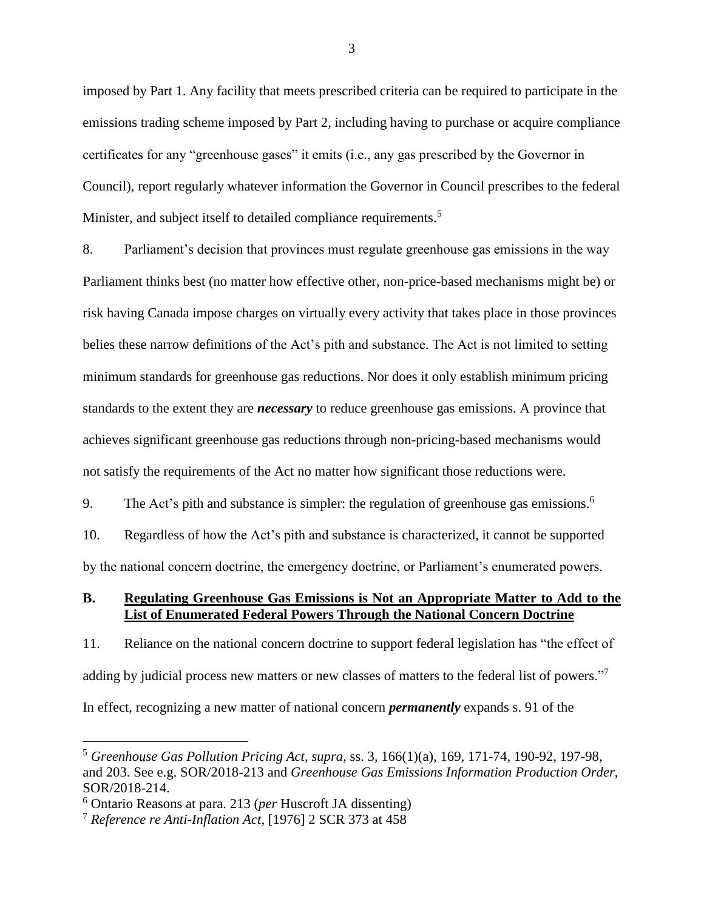imposed by Part 1. Any facility that meets prescribed criteria can be required to participate in the emissions trading scheme imposed by Part 2, including having to purchase or acquire compliance certificates for any "greenhouse gases" it emits (i.e., any gas prescribed by the Governor in Council), report regularly whatever information the Governor in Council prescribes to the federal Minister, and subject itself to detailed compliance requirements.[5]

8. Parliament's decision that provinces must regulate greenhouse gas emissions in the way Parliament thinks best (no matter how effective other, non-price-based mechanisms might be) or risk having Canada impose charges on virtually every activity that takes place in those provinces belies these narrow definitions of the Act's pith and substance. The Act is not limited to setting minimum standards for greenhouse gas reductions. Nor does it only establish minimum pricing standards to the extent they are ***necessary*** to reduce greenhouse gas emissions. A province that achieves significant greenhouse gas reductions through non-pricing-based mechanisms would not satisfy the requirements of the Act no matter how significant those reductions were.

9. The Act's pith and substance is simpler: the regulation of greenhouse gas emissions.[6]

10. Regardless of how the Act's pith and substance is characterized, it cannot be supported by the national concern doctrine, the emergency doctrine, or Parliament's enumerated powers.

## B. Regulating Greenhouse Gas Emissions is Not an Appropriate Matter to Add to the List of Enumerated Federal Powers Through the National Concern Doctrine

11. Reliance on the national concern doctrine to support federal legislation has "the effect of adding by judicial process new matters or new classes of matters to the federal list of powers."[7] In effect, recognizing a new matter of national concern ***permanently*** expands s. 91 of the

---

[5] *Greenhouse Gas Pollution Pricing Act*, *supra*, ss. 3, 166(1)(a), 169, 171-74, 190-92, 197-98, and 203. See e.g. SOR/2018-213 and *Greenhouse Gas Emissions Information Production Order*, SOR/2018-214.

[6] Ontario Reasons at para. 213 (*per* Huscroft JA dissenting)

[7] *Reference re Anti-Inflation Act*, [1976] 2 SCR 373 at 458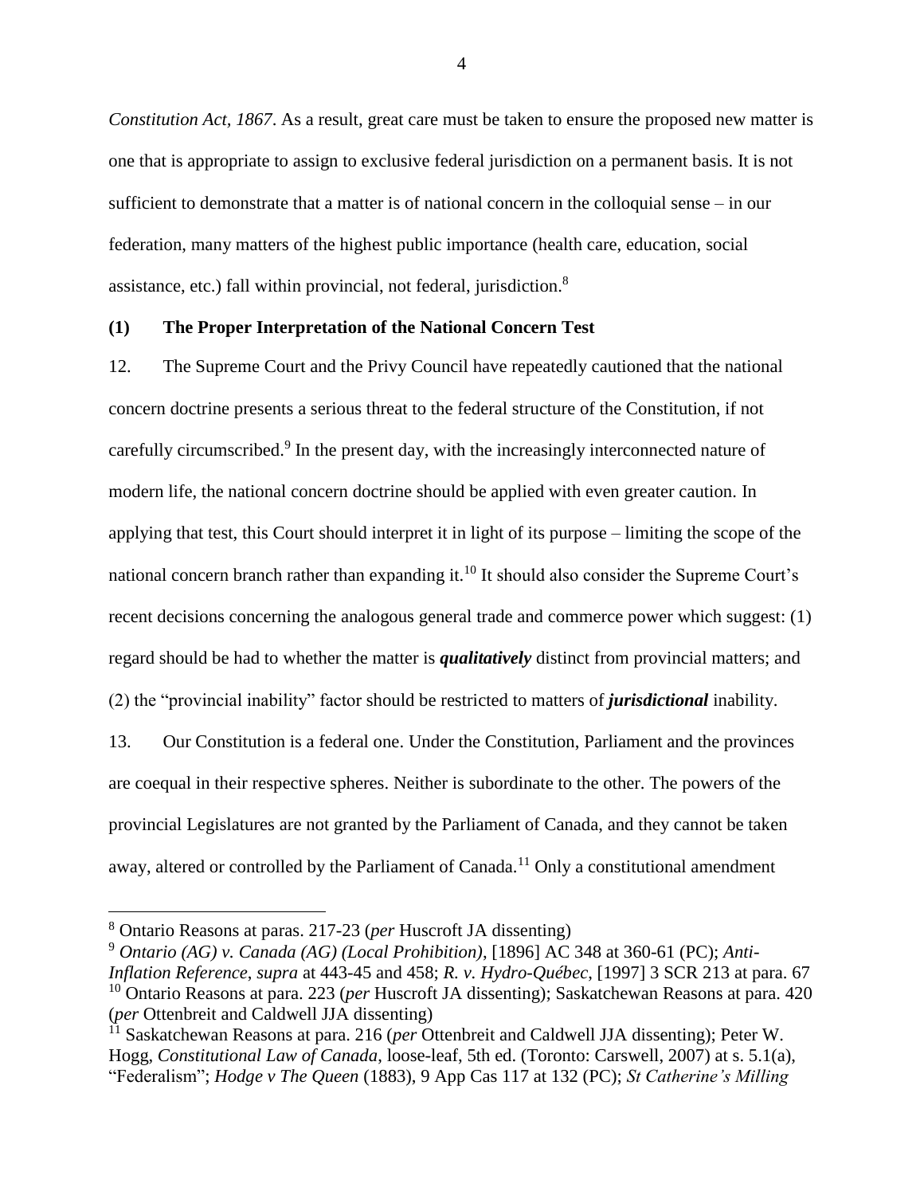*Constitution Act, 1867*. As a result, great care must be taken to ensure the proposed new matter is one that is appropriate to assign to exclusive federal jurisdiction on a permanent basis. It is not sufficient to demonstrate that a matter is of national concern in the colloquial sense – in our federation, many matters of the highest public importance (health care, education, social assistance, etc.) fall within provincial, not federal, jurisdiction.[8]

**(1) The Proper Interpretation of the National Concern Test**

12. The Supreme Court and the Privy Council have repeatedly cautioned that the national concern doctrine presents a serious threat to the federal structure of the Constitution, if not carefully circumscribed.[9] In the present day, with the increasingly interconnected nature of modern life, the national concern doctrine should be applied with even greater caution. In applying that test, this Court should interpret it in light of its purpose – limiting the scope of the national concern branch rather than expanding it.[10] It should also consider the Supreme Court's recent decisions concerning the analogous general trade and commerce power which suggest: (1) regard should be had to whether the matter is ***qualitatively*** distinct from provincial matters; and (2) the "provincial inability" factor should be restricted to matters of ***jurisdictional*** inability.

13. Our Constitution is a federal one. Under the Constitution, Parliament and the provinces are coequal in their respective spheres. Neither is subordinate to the other. The powers of the provincial Legislatures are not granted by the Parliament of Canada, and they cannot be taken away, altered or controlled by the Parliament of Canada.[11] Only a constitutional amendment

---

[8] Ontario Reasons at paras. 217-23 (*per* Huscroft JA dissenting)

[9] *Ontario (AG) v. Canada (AG) (Local Prohibition)*, [1896] AC 348 at 360-61 (PC); *Anti-Inflation Reference*, *supra* at 443-45 and 458; *R. v. Hydro-Québec*, [1997] 3 SCR 213 at para. 67

[10] Ontario Reasons at para. 223 (*per* Huscroft JA dissenting); Saskatchewan Reasons at para. 420 (*per* Ottenbreit and Caldwell JJA dissenting)

[11] Saskatchewan Reasons at para. 216 (*per* Ottenbreit and Caldwell JJA dissenting); Peter W. Hogg, *Constitutional Law of Canada*, loose-leaf, 5th ed. (Toronto: Carswell, 2007) at s. 5.1(a), "Federalism"; *Hodge v The Queen* (1883), 9 App Cas 117 at 132 (PC); *St Catherine's Milling*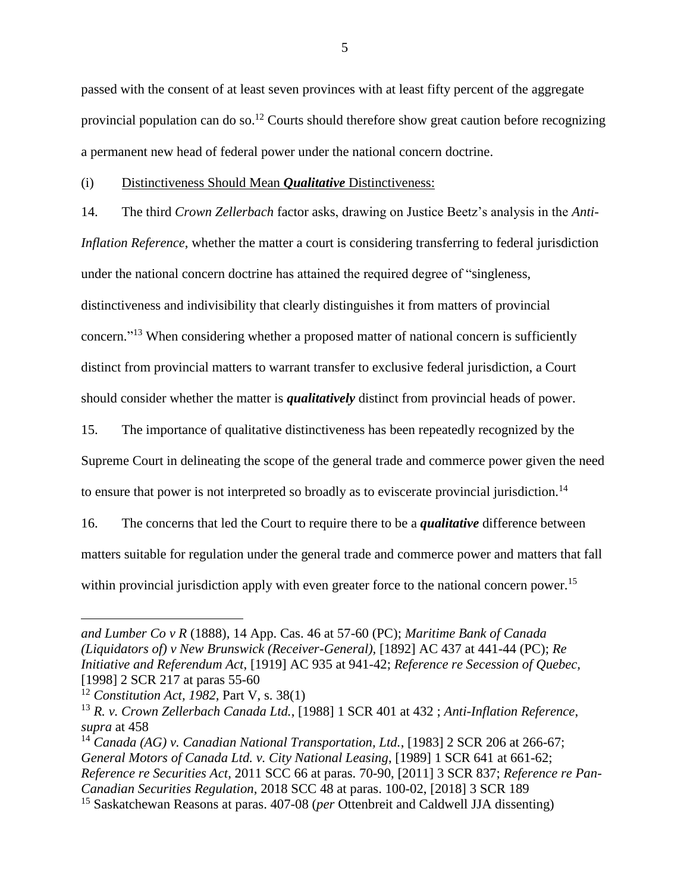passed with the consent of at least seven provinces with at least fifty percent of the aggregate provincial population can do so.[12] Courts should therefore show great caution before recognizing a permanent new head of federal power under the national concern doctrine.

(i) Distinctiveness Should Mean ***Qualitative*** Distinctiveness:

14. The third *Crown Zellerbach* factor asks, drawing on Justice Beetz's analysis in the *Anti-Inflation Reference*, whether the matter a court is considering transferring to federal jurisdiction under the national concern doctrine has attained the required degree of "singleness, distinctiveness and indivisibility that clearly distinguishes it from matters of provincial concern."[13] When considering whether a proposed matter of national concern is sufficiently distinct from provincial matters to warrant transfer to exclusive federal jurisdiction, a Court should consider whether the matter is ***qualitatively*** distinct from provincial heads of power.

15. The importance of qualitative distinctiveness has been repeatedly recognized by the Supreme Court in delineating the scope of the general trade and commerce power given the need to ensure that power is not interpreted so broadly as to eviscerate provincial jurisdiction.[14]

16. The concerns that led the Court to require there to be a ***qualitative*** difference between matters suitable for regulation under the general trade and commerce power and matters that fall within provincial jurisdiction apply with even greater force to the national concern power.[15]

---

*and Lumber Co v R* (1888), 14 App. Cas. 46 at 57-60 (PC); *Maritime Bank of Canada (Liquidators of) v New Brunswick (Receiver-General)*, [1892] AC 437 at 441-44 (PC); *Re Initiative and Referendum Act*, [1919] AC 935 at 941-42; *Reference re Secession of Quebec*, [1998] 2 SCR 217 at paras 55-60

[12] *Constitution Act, 1982*, Part V, s. 38(1)

[13] *R. v. Crown Zellerbach Canada Ltd.*, [1988] 1 SCR 401 at 432 ; *Anti-Inflation Reference*, *supra* at 458

[14] *Canada (AG) v. Canadian National Transportation, Ltd.*, [1983] 2 SCR 206 at 266-67; *General Motors of Canada Ltd. v. City National Leasing*, [1989] 1 SCR 641 at 661-62; *Reference re Securities Act*, 2011 SCC 66 at paras. 70-90, [2011] 3 SCR 837; *Reference re Pan-Canadian Securities Regulation*, 2018 SCC 48 at paras. 100-02, [2018] 3 SCR 189

[15] Saskatchewan Reasons at paras. 407-08 (*per* Ottenbreit and Caldwell JJA dissenting)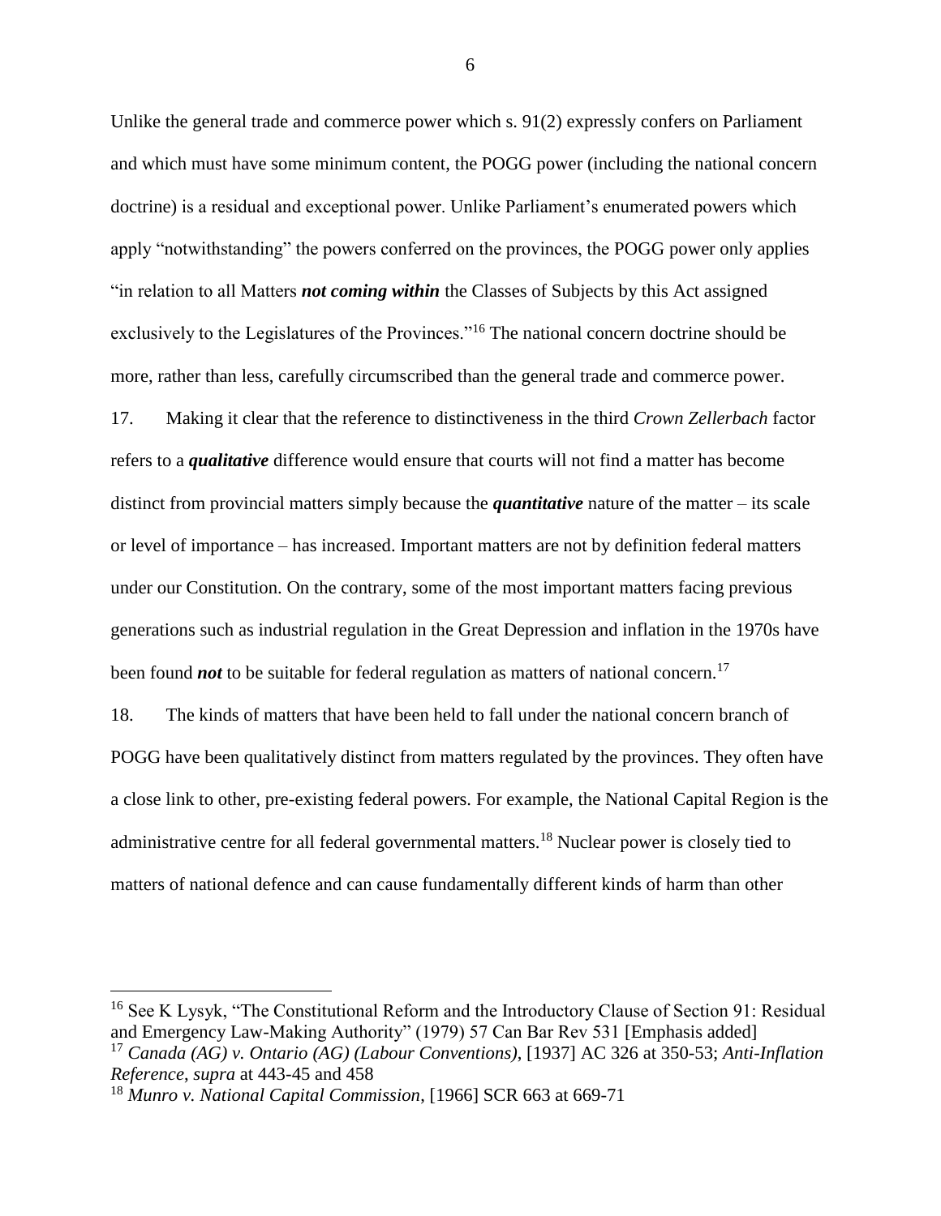Unlike the general trade and commerce power which s. 91(2) expressly confers on Parliament and which must have some minimum content, the POGG power (including the national concern doctrine) is a residual and exceptional power. Unlike Parliament's enumerated powers which apply "notwithstanding" the powers conferred on the provinces, the POGG power only applies "in relation to all Matters ***not coming within*** the Classes of Subjects by this Act assigned exclusively to the Legislatures of the Provinces."[16] The national concern doctrine should be more, rather than less, carefully circumscribed than the general trade and commerce power.

17. Making it clear that the reference to distinctiveness in the third *Crown Zellerbach* factor refers to a ***qualitative*** difference would ensure that courts will not find a matter has become distinct from provincial matters simply because the ***quantitative*** nature of the matter – its scale or level of importance – has increased. Important matters are not by definition federal matters under our Constitution. On the contrary, some of the most important matters facing previous generations such as industrial regulation in the Great Depression and inflation in the 1970s have been found ***not*** to be suitable for federal regulation as matters of national concern.[17]

18. The kinds of matters that have been held to fall under the national concern branch of POGG have been qualitatively distinct from matters regulated by the provinces. They often have a close link to other, pre-existing federal powers. For example, the National Capital Region is the administrative centre for all federal governmental matters.[18] Nuclear power is closely tied to matters of national defence and can cause fundamentally different kinds of harm than other

---

[16] See K Lysyk, "The Constitutional Reform and the Introductory Clause of Section 91: Residual and Emergency Law-Making Authority" (1979) 57 Can Bar Rev 531 [Emphasis added]

[17] *Canada (AG) v. Ontario (AG) (Labour Conventions)*, [1937] AC 326 at 350-53; *Anti-Inflation Reference*, *supra* at 443-45 and 458

[18] *Munro v. National Capital Commission*, [1966] SCR 663 at 669-71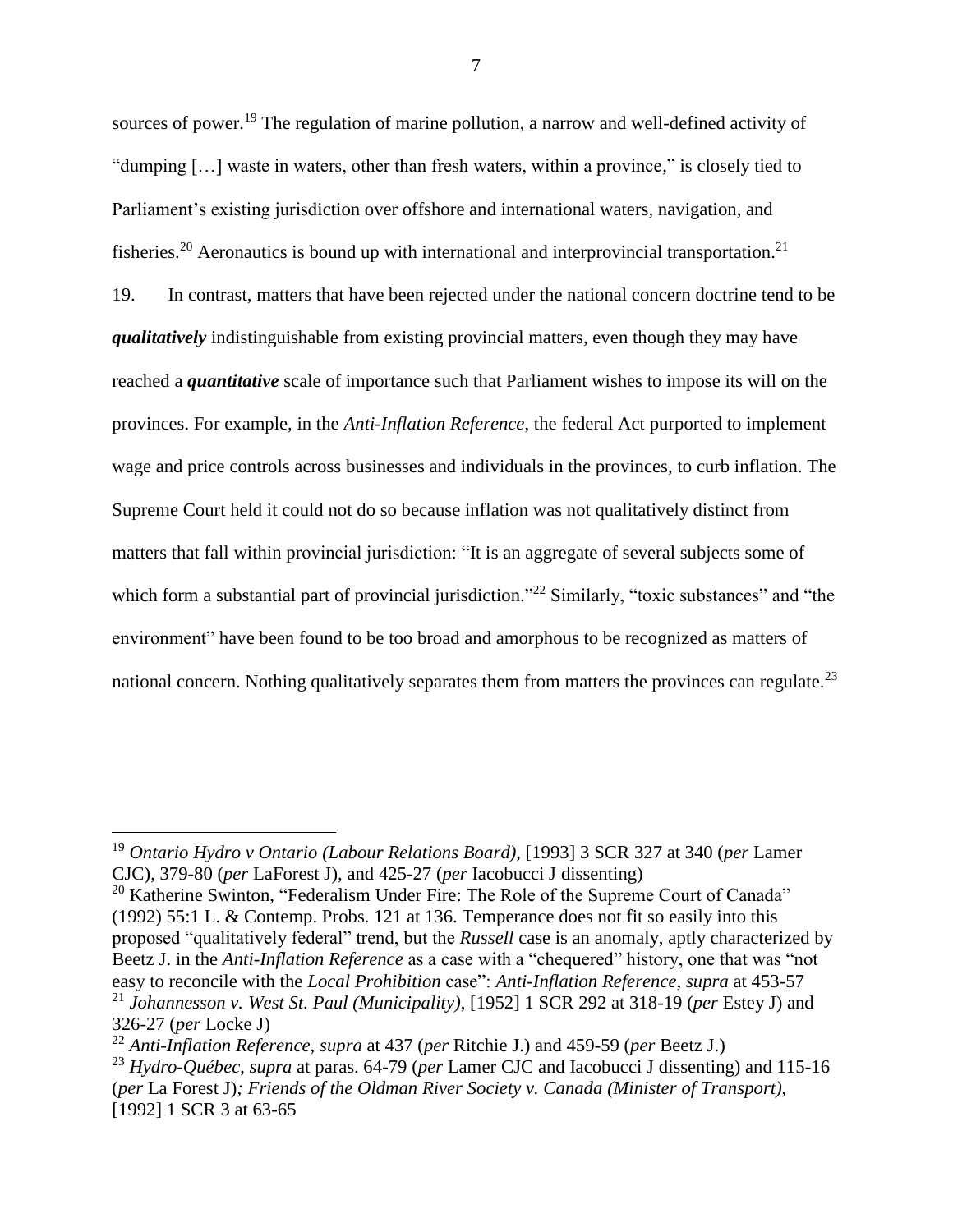sources of power.[19] The regulation of marine pollution, a narrow and well-defined activity of "dumping […] waste in waters, other than fresh waters, within a province," is closely tied to Parliament's existing jurisdiction over offshore and international waters, navigation, and fisheries.[20] Aeronautics is bound up with international and interprovincial transportation.[21]

19. In contrast, matters that have been rejected under the national concern doctrine tend to be ***qualitatively*** indistinguishable from existing provincial matters, even though they may have reached a ***quantitative*** scale of importance such that Parliament wishes to impose its will on the provinces. For example, in the *Anti-Inflation Reference,* the federal Act purported to implement wage and price controls across businesses and individuals in the provinces, to curb inflation. The Supreme Court held it could not do so because inflation was not qualitatively distinct from matters that fall within provincial jurisdiction: "It is an aggregate of several subjects some of which form a substantial part of provincial jurisdiction."[22] Similarly, "toxic substances" and "the environment" have been found to be too broad and amorphous to be recognized as matters of national concern. Nothing qualitatively separates them from matters the provinces can regulate.[23]

---

[19] *Ontario Hydro v Ontario (Labour Relations Board)*, [1993] 3 SCR 327 at 340 (*per* Lamer CJC), 379-80 (*per* LaForest J), and 425-27 (*per* Iacobucci J dissenting)

[20] Katherine Swinton, "Federalism Under Fire: The Role of the Supreme Court of Canada" (1992) 55:1 L. & Contemp. Probs. 121 at 136. Temperance does not fit so easily into this proposed "qualitatively federal" trend, but the *Russell* case is an anomaly, aptly characterized by Beetz J. in the *Anti-Inflation Reference* as a case with a "chequered" history, one that was "not easy to reconcile with the *Local Prohibition* case": *Anti-Inflation Reference, supra* at 453-57

[21] *Johannesson v. West St. Paul (Municipality)*, [1952] 1 SCR 292 at 318-19 (*per* Estey J) and 326-27 (*per* Locke J)

[22] *Anti-Inflation Reference*, *supra* at 437 (*per* Ritchie J.) and 459-59 (*per* Beetz J.)

[23] *Hydro-Québec*, *supra* at paras. 64-79 (*per* Lamer CJC and Iacobucci J dissenting) and 115-16 (*per* La Forest J)*; Friends of the Oldman River Society v. Canada (Minister of Transport)*, [1992] 1 SCR 3 at 63-65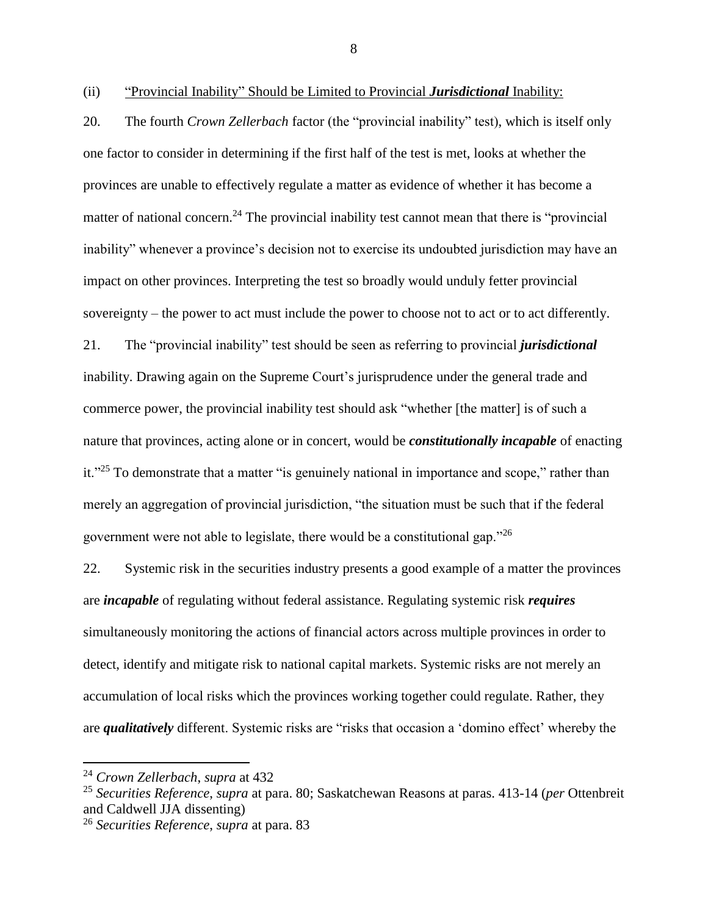(ii) <u>"Provincial Inability" Should be Limited to Provincial ***Jurisdictional*** Inability:</u>

20. The fourth *Crown Zellerbach* factor (the "provincial inability" test), which is itself only one factor to consider in determining if the first half of the test is met, looks at whether the provinces are unable to effectively regulate a matter as evidence of whether it has become a matter of national concern.[24] The provincial inability test cannot mean that there is "provincial inability" whenever a province's decision not to exercise its undoubted jurisdiction may have an impact on other provinces. Interpreting the test so broadly would unduly fetter provincial sovereignty – the power to act must include the power to choose not to act or to act differently.

21. The "provincial inability" test should be seen as referring to provincial ***jurisdictional*** inability. Drawing again on the Supreme Court's jurisprudence under the general trade and commerce power, the provincial inability test should ask "whether [the matter] is of such a nature that provinces, acting alone or in concert, would be ***constitutionally incapable*** of enacting it."[25] To demonstrate that a matter "is genuinely national in importance and scope," rather than merely an aggregation of provincial jurisdiction, "the situation must be such that if the federal government were not able to legislate, there would be a constitutional gap."[26]

22. Systemic risk in the securities industry presents a good example of a matter the provinces are ***incapable*** of regulating without federal assistance. Regulating systemic risk ***requires*** simultaneously monitoring the actions of financial actors across multiple provinces in order to detect, identify and mitigate risk to national capital markets. Systemic risks are not merely an accumulation of local risks which the provinces working together could regulate. Rather, they are ***qualitatively*** different. Systemic risks are "risks that occasion a 'domino effect' whereby the

---

[24] *Crown Zellerbach*, *supra* at 432

[25] *Securities Reference*, *supra* at para. 80; Saskatchewan Reasons at paras. 413-14 (*per* Ottenbreit and Caldwell JJA dissenting)

[26] *Securities Reference*, *supra* at para. 83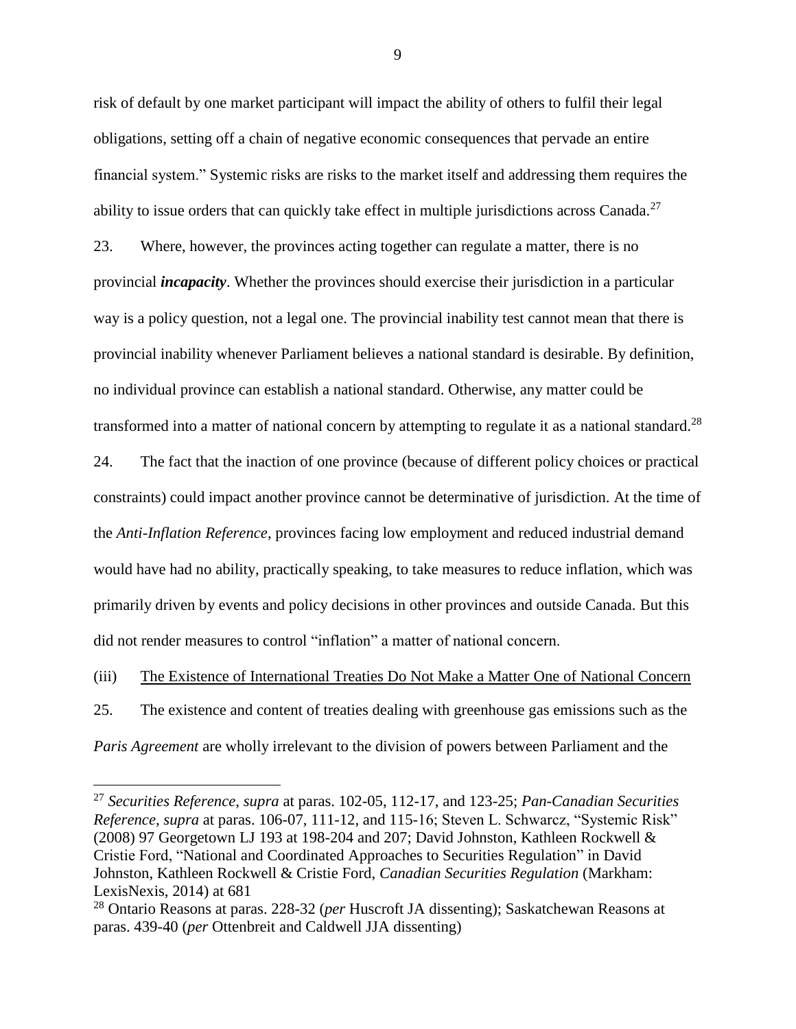risk of default by one market participant will impact the ability of others to fulfil their legal obligations, setting off a chain of negative economic consequences that pervade an entire financial system." Systemic risks are risks to the market itself and addressing them requires the ability to issue orders that can quickly take effect in multiple jurisdictions across Canada.[27]

23. Where, however, the provinces acting together can regulate a matter, there is no provincial ***incapacity***. Whether the provinces should exercise their jurisdiction in a particular way is a policy question, not a legal one. The provincial inability test cannot mean that there is provincial inability whenever Parliament believes a national standard is desirable. By definition, no individual province can establish a national standard. Otherwise, any matter could be transformed into a matter of national concern by attempting to regulate it as a national standard.[28]

24. The fact that the inaction of one province (because of different policy choices or practical constraints) could impact another province cannot be determinative of jurisdiction. At the time of the *Anti-Inflation Reference*, provinces facing low employment and reduced industrial demand would have had no ability, practically speaking, to take measures to reduce inflation, which was primarily driven by events and policy decisions in other provinces and outside Canada. But this did not render measures to control "inflation" a matter of national concern.

(iii) <u>The Existence of International Treaties Do Not Make a Matter One of National Concern</u>

25. The existence and content of treaties dealing with greenhouse gas emissions such as the *Paris Agreement* are wholly irrelevant to the division of powers between Parliament and the

---

[27] *Securities Reference*, *supra* at paras. 102-05, 112-17, and 123-25; *Pan-Canadian Securities Reference*, *supra* at paras. 106-07, 111-12, and 115-16; Steven L. Schwarcz, "Systemic Risk" (2008) 97 Georgetown LJ 193 at 198-204 and 207; David Johnston, Kathleen Rockwell & Cristie Ford, "National and Coordinated Approaches to Securities Regulation" in David Johnston, Kathleen Rockwell & Cristie Ford, *Canadian Securities Regulation* (Markham: LexisNexis, 2014) at 681

[28] Ontario Reasons at paras. 228-32 (*per* Huscroft JA dissenting); Saskatchewan Reasons at paras. 439-40 (*per* Ottenbreit and Caldwell JJA dissenting)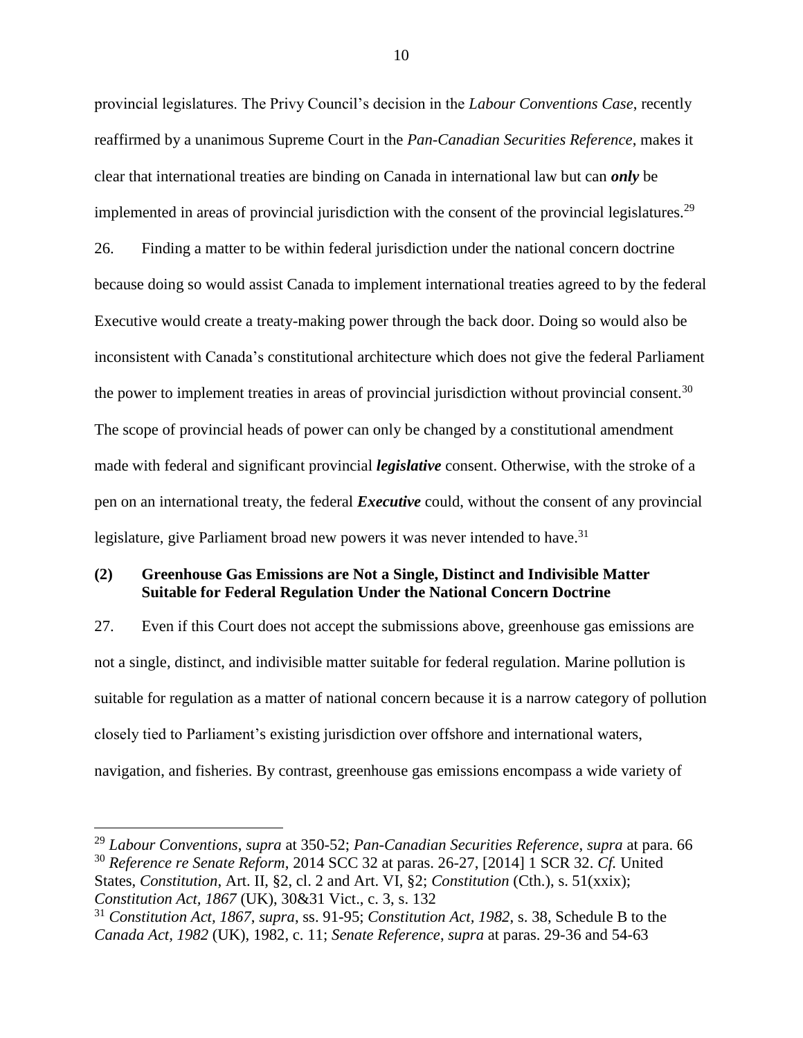provincial legislatures. The Privy Council's decision in the *Labour Conventions Case*, recently reaffirmed by a unanimous Supreme Court in the *Pan-Canadian Securities Reference*, makes it clear that international treaties are binding on Canada in international law but can ***only*** be implemented in areas of provincial jurisdiction with the consent of the provincial legislatures.[29]

26. Finding a matter to be within federal jurisdiction under the national concern doctrine because doing so would assist Canada to implement international treaties agreed to by the federal Executive would create a treaty-making power through the back door. Doing so would also be inconsistent with Canada's constitutional architecture which does not give the federal Parliament the power to implement treaties in areas of provincial jurisdiction without provincial consent.[30] The scope of provincial heads of power can only be changed by a constitutional amendment made with federal and significant provincial ***legislative*** consent. Otherwise, with the stroke of a pen on an international treaty, the federal ***Executive*** could, without the consent of any provincial legislature, give Parliament broad new powers it was never intended to have.[31]

### (2) Greenhouse Gas Emissions are Not a Single, Distinct and Indivisible Matter Suitable for Federal Regulation Under the National Concern Doctrine

27. Even if this Court does not accept the submissions above, greenhouse gas emissions are not a single, distinct, and indivisible matter suitable for federal regulation. Marine pollution is suitable for regulation as a matter of national concern because it is a narrow category of pollution closely tied to Parliament's existing jurisdiction over offshore and international waters, navigation, and fisheries. By contrast, greenhouse gas emissions encompass a wide variety of

---

[29] *Labour Conventions*, *supra* at 350-52; *Pan-Canadian Securities Reference*, *supra* at para. 66

[30] *Reference re Senate Reform*, 2014 SCC 32 at paras. 26-27, [2014] 1 SCR 32. *Cf.* United States, *Constitution*, Art. II, §2, cl. 2 and Art. VI, §2; *Constitution* (Cth.), s. 51(xxix); *Constitution Act, 1867* (UK), 30&31 Vict., c. 3, s. 132

[31] *Constitution Act, 1867*, *supra*, ss. 91-95; *Constitution Act, 1982*, s. 38, Schedule B to the *Canada Act, 1982* (UK), 1982, c. 11; *Senate Reference*, *supra* at paras. 29-36 and 54-63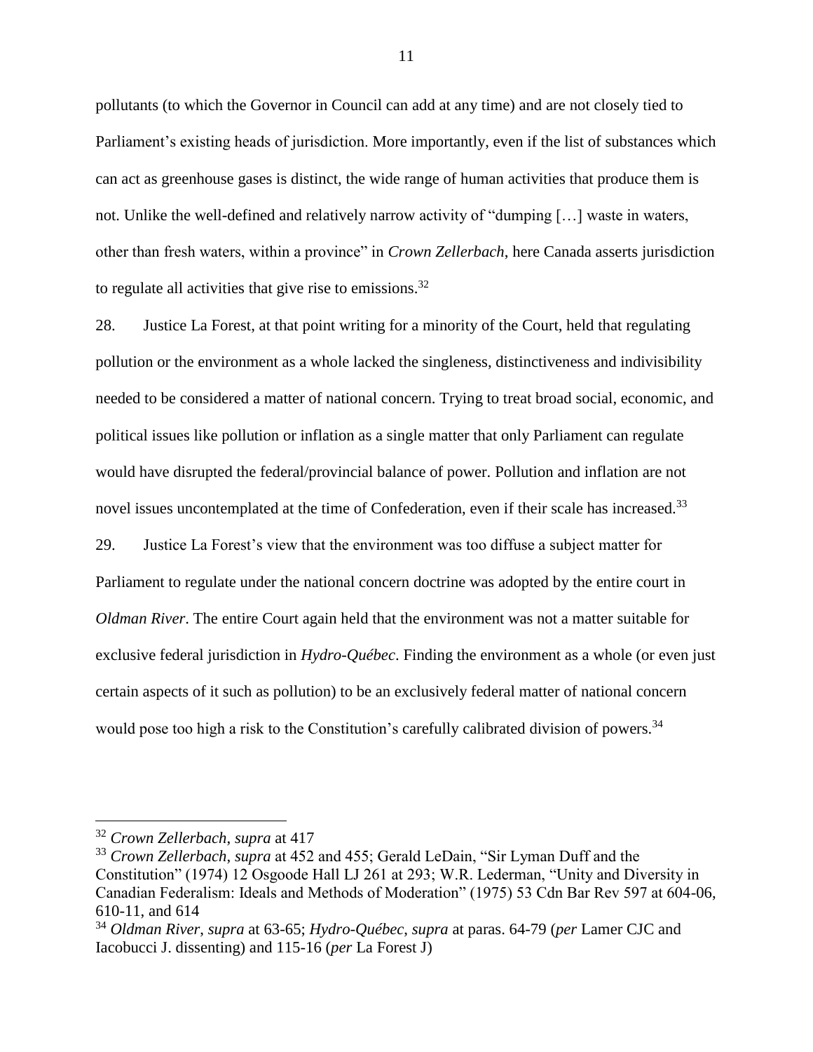pollutants (to which the Governor in Council can add at any time) and are not closely tied to Parliament's existing heads of jurisdiction. More importantly, even if the list of substances which can act as greenhouse gases is distinct, the wide range of human activities that produce them is not. Unlike the well-defined and relatively narrow activity of "dumping […] waste in waters, other than fresh waters, within a province" in *Crown Zellerbach*, here Canada asserts jurisdiction to regulate all activities that give rise to emissions.[32]

28. Justice La Forest, at that point writing for a minority of the Court, held that regulating pollution or the environment as a whole lacked the singleness, distinctiveness and indivisibility needed to be considered a matter of national concern. Trying to treat broad social, economic, and political issues like pollution or inflation as a single matter that only Parliament can regulate would have disrupted the federal/provincial balance of power. Pollution and inflation are not novel issues uncontemplated at the time of Confederation, even if their scale has increased.[33]

29. Justice La Forest's view that the environment was too diffuse a subject matter for Parliament to regulate under the national concern doctrine was adopted by the entire court in *Oldman River*. The entire Court again held that the environment was not a matter suitable for exclusive federal jurisdiction in *Hydro-Québec*. Finding the environment as a whole (or even just certain aspects of it such as pollution) to be an exclusively federal matter of national concern would pose too high a risk to the Constitution's carefully calibrated division of powers.[34]

---

[32] *Crown Zellerbach*, *supra* at 417

[33] *Crown Zellerbach*, *supra* at 452 and 455; Gerald LeDain, "Sir Lyman Duff and the Constitution" (1974) 12 Osgoode Hall LJ 261 at 293; W.R. Lederman, "Unity and Diversity in Canadian Federalism: Ideals and Methods of Moderation" (1975) 53 Cdn Bar Rev 597 at 604-06, 610-11, and 614

[34] *Oldman River*, *supra* at 63-65; *Hydro-Québec*, *supra* at paras. 64-79 (*per* Lamer CJC and Iacobucci J. dissenting) and 115-16 (*per* La Forest J)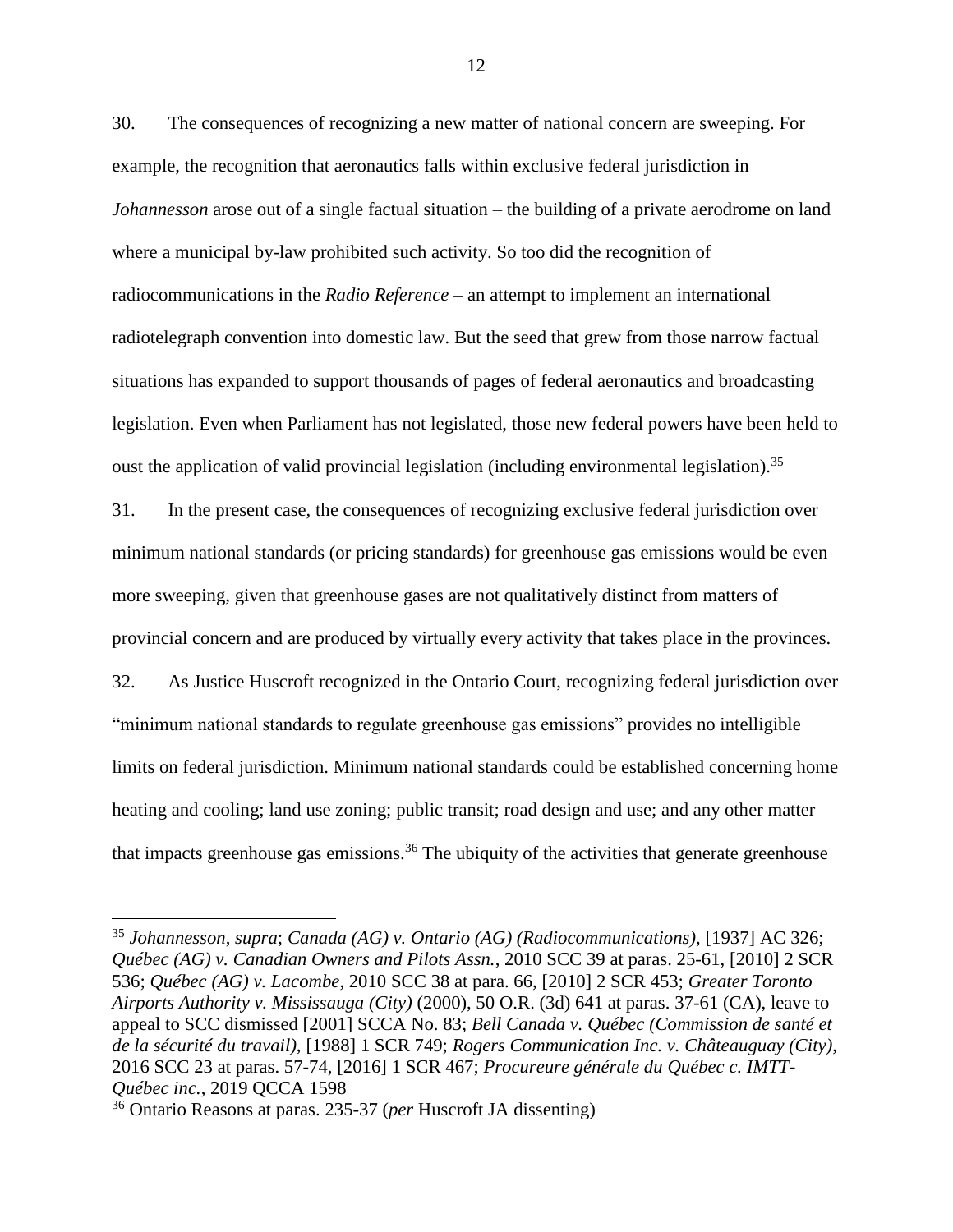30. The consequences of recognizing a new matter of national concern are sweeping. For example, the recognition that aeronautics falls within exclusive federal jurisdiction in *Johannesson* arose out of a single factual situation – the building of a private aerodrome on land where a municipal by-law prohibited such activity. So too did the recognition of radiocommunications in the *Radio Reference* – an attempt to implement an international radiotelegraph convention into domestic law. But the seed that grew from those narrow factual situations has expanded to support thousands of pages of federal aeronautics and broadcasting legislation. Even when Parliament has not legislated, those new federal powers have been held to oust the application of valid provincial legislation (including environmental legislation).[35]

31. In the present case, the consequences of recognizing exclusive federal jurisdiction over minimum national standards (or pricing standards) for greenhouse gas emissions would be even more sweeping, given that greenhouse gases are not qualitatively distinct from matters of provincial concern and are produced by virtually every activity that takes place in the provinces.

32. As Justice Huscroft recognized in the Ontario Court, recognizing federal jurisdiction over "minimum national standards to regulate greenhouse gas emissions" provides no intelligible limits on federal jurisdiction. Minimum national standards could be established concerning home heating and cooling; land use zoning; public transit; road design and use; and any other matter that impacts greenhouse gas emissions.[36] The ubiquity of the activities that generate greenhouse

---

[35] *Johannesson*, *supra*; *Canada (AG) v. Ontario (AG) (Radiocommunications)*, [1937] AC 326; *Québec (AG) v. Canadian Owners and Pilots Assn.*, 2010 SCC 39 at paras. 25-61, [2010] 2 SCR 536; *Québec (AG) v. Lacombe*, 2010 SCC 38 at para. 66, [2010] 2 SCR 453; *Greater Toronto Airports Authority v. Mississauga (City)* (2000), 50 O.R. (3d) 641 at paras. 37-61 (CA), leave to appeal to SCC dismissed [2001] SCCA No. 83; *Bell Canada v. Québec (Commission de santé et de la sécurité du travail)*, [1988] 1 SCR 749; *Rogers Communication Inc. v. Châteauguay (City)*, 2016 SCC 23 at paras. 57-74, [2016] 1 SCR 467; *Procureure générale du Québec c. IMTT-Québec inc.*, 2019 QCCA 1598

[36] Ontario Reasons at paras. 235-37 (*per* Huscroft JA dissenting)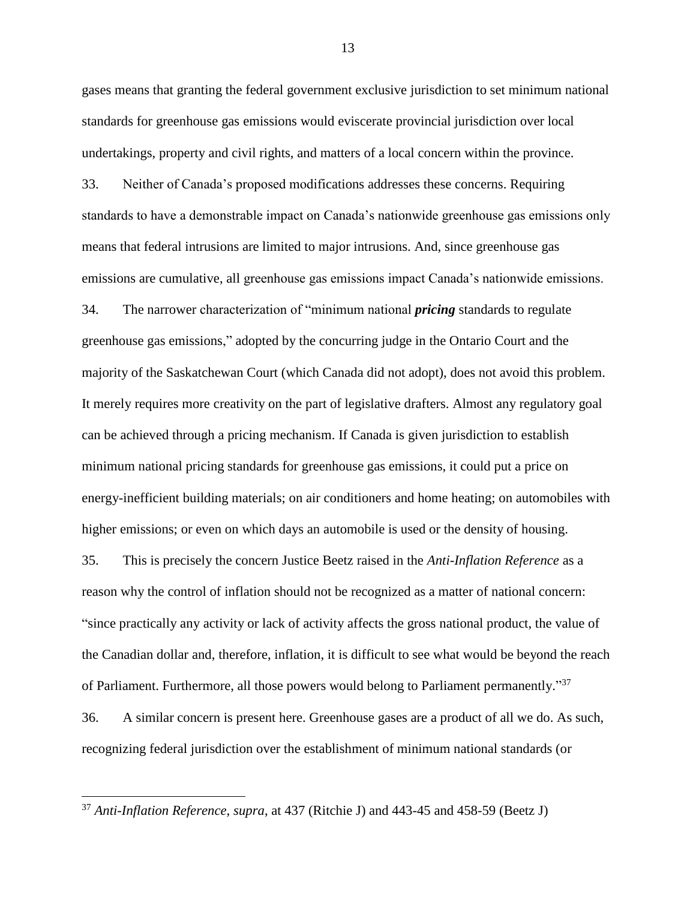gases means that granting the federal government exclusive jurisdiction to set minimum national standards for greenhouse gas emissions would eviscerate provincial jurisdiction over local undertakings, property and civil rights, and matters of a local concern within the province.

33. Neither of Canada's proposed modifications addresses these concerns. Requiring standards to have a demonstrable impact on Canada's nationwide greenhouse gas emissions only means that federal intrusions are limited to major intrusions. And, since greenhouse gas emissions are cumulative, all greenhouse gas emissions impact Canada's nationwide emissions.

34. The narrower characterization of "minimum national ***pricing*** standards to regulate greenhouse gas emissions," adopted by the concurring judge in the Ontario Court and the majority of the Saskatchewan Court (which Canada did not adopt), does not avoid this problem. It merely requires more creativity on the part of legislative drafters. Almost any regulatory goal can be achieved through a pricing mechanism. If Canada is given jurisdiction to establish minimum national pricing standards for greenhouse gas emissions, it could put a price on energy-inefficient building materials; on air conditioners and home heating; on automobiles with higher emissions; or even on which days an automobile is used or the density of housing.

35. This is precisely the concern Justice Beetz raised in the *Anti-Inflation Reference* as a reason why the control of inflation should not be recognized as a matter of national concern: "since practically any activity or lack of activity affects the gross national product, the value of the Canadian dollar and, therefore, inflation, it is difficult to see what would be beyond the reach of Parliament. Furthermore, all those powers would belong to Parliament permanently."[37]

36. A similar concern is present here. Greenhouse gases are a product of all we do. As such, recognizing federal jurisdiction over the establishment of minimum national standards (or

[37] *Anti-Inflation Reference*, *supra*, at 437 (Ritchie J) and 443-45 and 458-59 (Beetz J)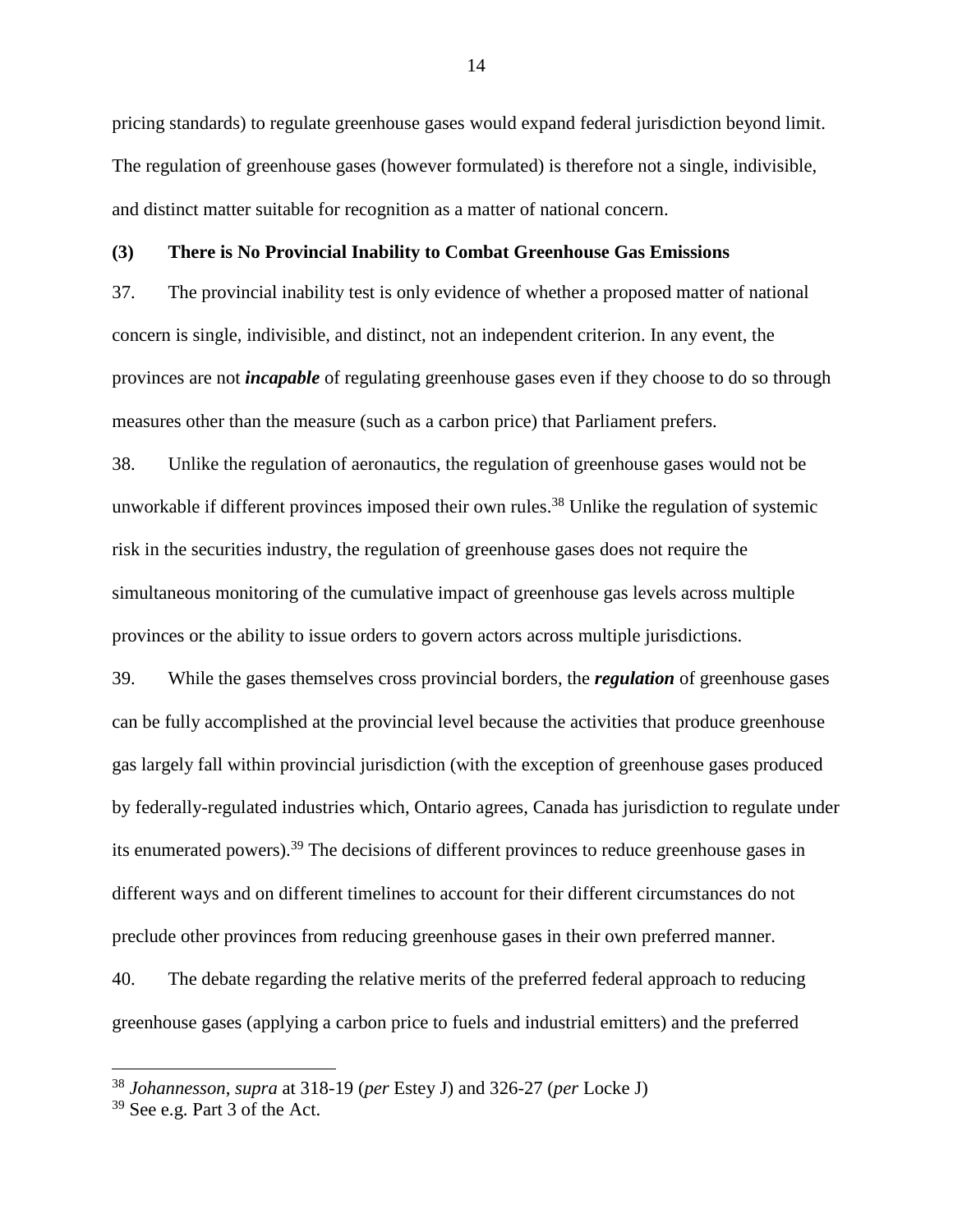pricing standards) to regulate greenhouse gases would expand federal jurisdiction beyond limit. The regulation of greenhouse gases (however formulated) is therefore not a single, indivisible, and distinct matter suitable for recognition as a matter of national concern.

### (3) There is No Provincial Inability to Combat Greenhouse Gas Emissions

37. The provincial inability test is only evidence of whether a proposed matter of national concern is single, indivisible, and distinct, not an independent criterion. In any event, the provinces are not ***incapable*** of regulating greenhouse gases even if they choose to do so through measures other than the measure (such as a carbon price) that Parliament prefers.

38. Unlike the regulation of aeronautics, the regulation of greenhouse gases would not be unworkable if different provinces imposed their own rules.[38] Unlike the regulation of systemic risk in the securities industry, the regulation of greenhouse gases does not require the simultaneous monitoring of the cumulative impact of greenhouse gas levels across multiple provinces or the ability to issue orders to govern actors across multiple jurisdictions.

39. While the gases themselves cross provincial borders, the ***regulation*** of greenhouse gases can be fully accomplished at the provincial level because the activities that produce greenhouse gas largely fall within provincial jurisdiction (with the exception of greenhouse gases produced by federally-regulated industries which, Ontario agrees, Canada has jurisdiction to regulate under its enumerated powers).[39] The decisions of different provinces to reduce greenhouse gases in different ways and on different timelines to account for their different circumstances do not preclude other provinces from reducing greenhouse gases in their own preferred manner.

40. The debate regarding the relative merits of the preferred federal approach to reducing greenhouse gases (applying a carbon price to fuels and industrial emitters) and the preferred

---

[38] *Johannesson*, *supra* at 318-19 (*per* Estey J) and 326-27 (*per* Locke J)

[39] See e.g. Part 3 of the Act.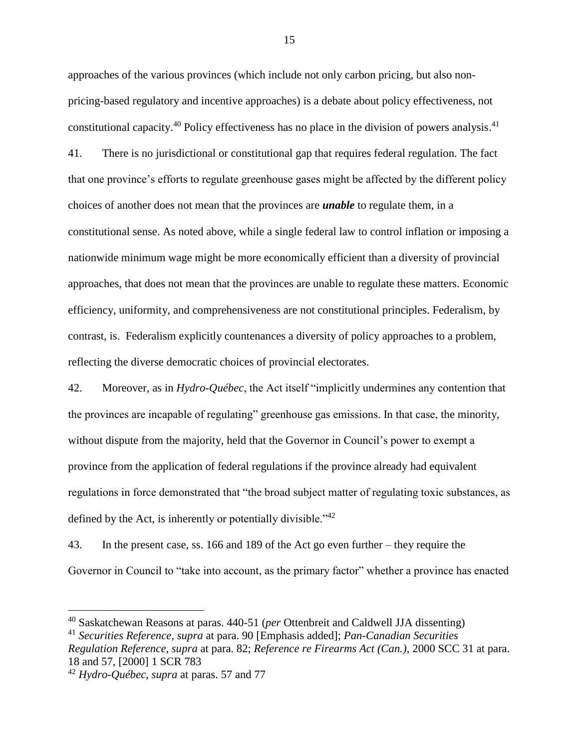approaches of the various provinces (which include not only carbon pricing, but also non-pricing-based regulatory and incentive approaches) is a debate about policy effectiveness, not constitutional capacity.[40] Policy effectiveness has no place in the division of powers analysis.[41]

41. There is no jurisdictional or constitutional gap that requires federal regulation. The fact that one province's efforts to regulate greenhouse gases might be affected by the different policy choices of another does not mean that the provinces are ***unable*** to regulate them, in a constitutional sense. As noted above, while a single federal law to control inflation or imposing a nationwide minimum wage might be more economically efficient than a diversity of provincial approaches, that does not mean that the provinces are unable to regulate these matters. Economic efficiency, uniformity, and comprehensiveness are not constitutional principles. Federalism, by contrast, is. Federalism explicitly countenances a diversity of policy approaches to a problem, reflecting the diverse democratic choices of provincial electorates.

42. Moreover, as in *Hydro-Québec*, the Act itself "implicitly undermines any contention that the provinces are incapable of regulating" greenhouse gas emissions. In that case, the minority, without dispute from the majority, held that the Governor in Council's power to exempt a province from the application of federal regulations if the province already had equivalent regulations in force demonstrated that "the broad subject matter of regulating toxic substances, as defined by the Act, is inherently or potentially divisible."[42]

43. In the present case, ss. 166 and 189 of the Act go even further – they require the Governor in Council to "take into account, as the primary factor" whether a province has enacted

---

[40] Saskatchewan Reasons at paras. 440-51 (*per* Ottenbreit and Caldwell JJA dissenting)

[41] *Securities Reference*, *supra* at para. 90 [Emphasis added]; *Pan-Canadian Securities Regulation Reference*, *supra* at para. 82; *Reference re Firearms Act (Can.)*, 2000 SCC 31 at para. 18 and 57, [2000] 1 SCR 783

[42] *Hydro-Québec*, *supra* at paras. 57 and 77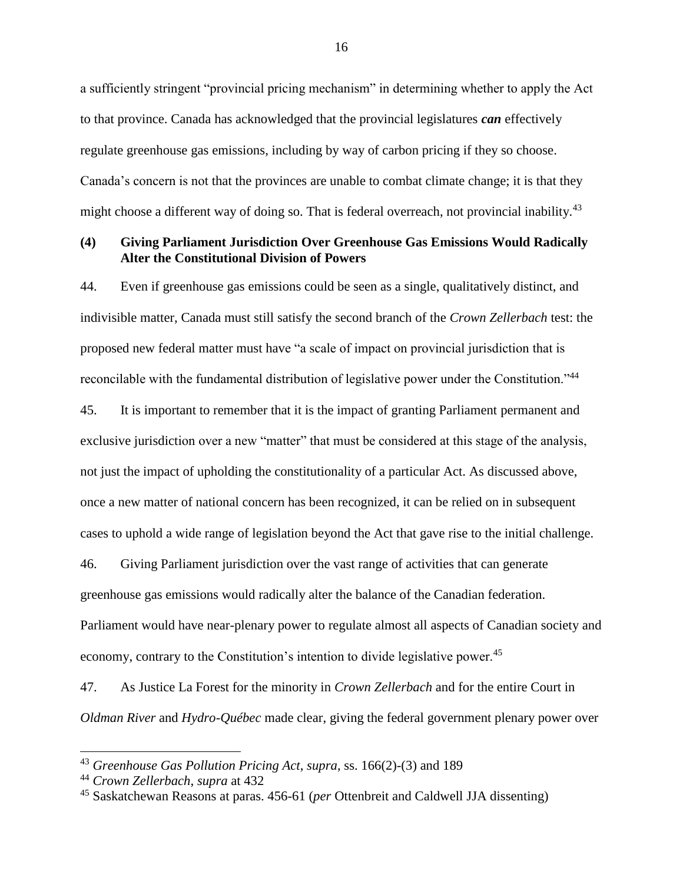a sufficiently stringent "provincial pricing mechanism" in determining whether to apply the Act to that province. Canada has acknowledged that the provincial legislatures ***can*** effectively regulate greenhouse gas emissions, including by way of carbon pricing if they so choose. Canada's concern is not that the provinces are unable to combat climate change; it is that they might choose a different way of doing so. That is federal overreach, not provincial inability.[43]

### (4) Giving Parliament Jurisdiction Over Greenhouse Gas Emissions Would Radically Alter the Constitutional Division of Powers

44. Even if greenhouse gas emissions could be seen as a single, qualitatively distinct, and indivisible matter, Canada must still satisfy the second branch of the *Crown Zellerbach* test: the proposed new federal matter must have "a scale of impact on provincial jurisdiction that is reconcilable with the fundamental distribution of legislative power under the Constitution."[44]

45. It is important to remember that it is the impact of granting Parliament permanent and exclusive jurisdiction over a new "matter" that must be considered at this stage of the analysis, not just the impact of upholding the constitutionality of a particular Act. As discussed above, once a new matter of national concern has been recognized, it can be relied on in subsequent cases to uphold a wide range of legislation beyond the Act that gave rise to the initial challenge.

46. Giving Parliament jurisdiction over the vast range of activities that can generate greenhouse gas emissions would radically alter the balance of the Canadian federation. Parliament would have near-plenary power to regulate almost all aspects of Canadian society and economy, contrary to the Constitution's intention to divide legislative power.[45]

47. As Justice La Forest for the minority in *Crown Zellerbach* and for the entire Court in *Oldman River* and *Hydro-Québec* made clear, giving the federal government plenary power over

---

[43] *Greenhouse Gas Pollution Pricing Act*, *supra*, ss. 166(2)-(3) and 189

[44] *Crown Zellerbach*, *supra* at 432

[45] Saskatchewan Reasons at paras. 456-61 (*per* Ottenbreit and Caldwell JJA dissenting)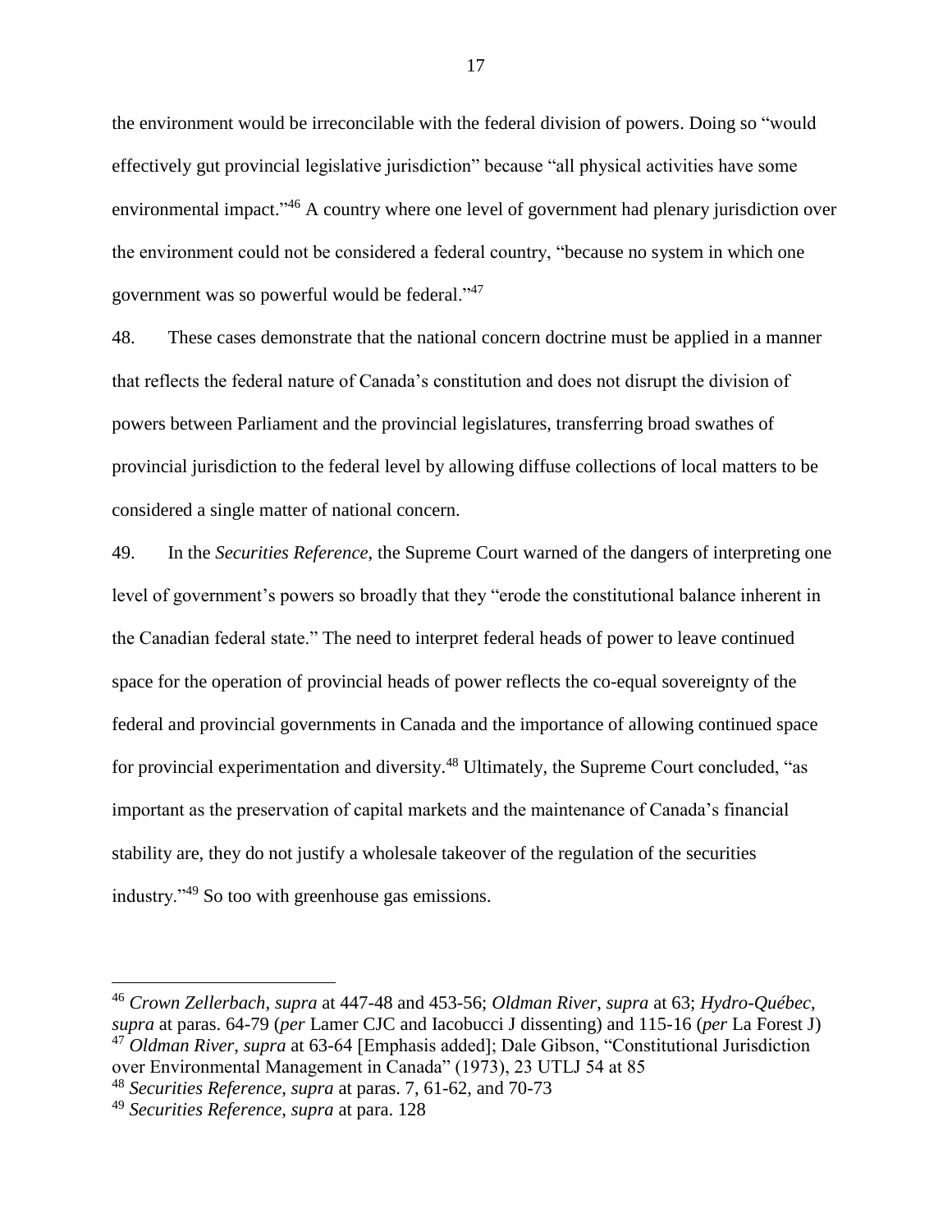the environment would be irreconcilable with the federal division of powers. Doing so "would effectively gut provincial legislative jurisdiction" because "all physical activities have some environmental impact."[46] A country where one level of government had plenary jurisdiction over the environment could not be considered a federal country, "because no system in which one government was so powerful would be federal."[47]

48. These cases demonstrate that the national concern doctrine must be applied in a manner that reflects the federal nature of Canada's constitution and does not disrupt the division of powers between Parliament and the provincial legislatures, transferring broad swathes of provincial jurisdiction to the federal level by allowing diffuse collections of local matters to be considered a single matter of national concern.

49. In the *Securities Reference*, the Supreme Court warned of the dangers of interpreting one level of government's powers so broadly that they "erode the constitutional balance inherent in the Canadian federal state." The need to interpret federal heads of power to leave continued space for the operation of provincial heads of power reflects the co-equal sovereignty of the federal and provincial governments in Canada and the importance of allowing continued space for provincial experimentation and diversity.[48] Ultimately, the Supreme Court concluded, "as important as the preservation of capital markets and the maintenance of Canada's financial stability are, they do not justify a wholesale takeover of the regulation of the securities industry."[49] So too with greenhouse gas emissions.

---

[46] *Crown Zellerbach*, *supra* at 447-48 and 453-56; *Oldman River*, *supra* at 63; *Hydro-Québec*, *supra* at paras. 64-79 (*per* Lamer CJC and Iacobucci J dissenting) and 115-16 (*per* La Forest J)

[47] *Oldman River*, *supra* at 63-64 [Emphasis added]; Dale Gibson, "Constitutional Jurisdiction over Environmental Management in Canada" (1973), 23 UTLJ 54 at 85

[48] *Securities Reference*, *supra* at paras. 7, 61-62, and 70-73

[49] *Securities Reference*, *supra* at para. 128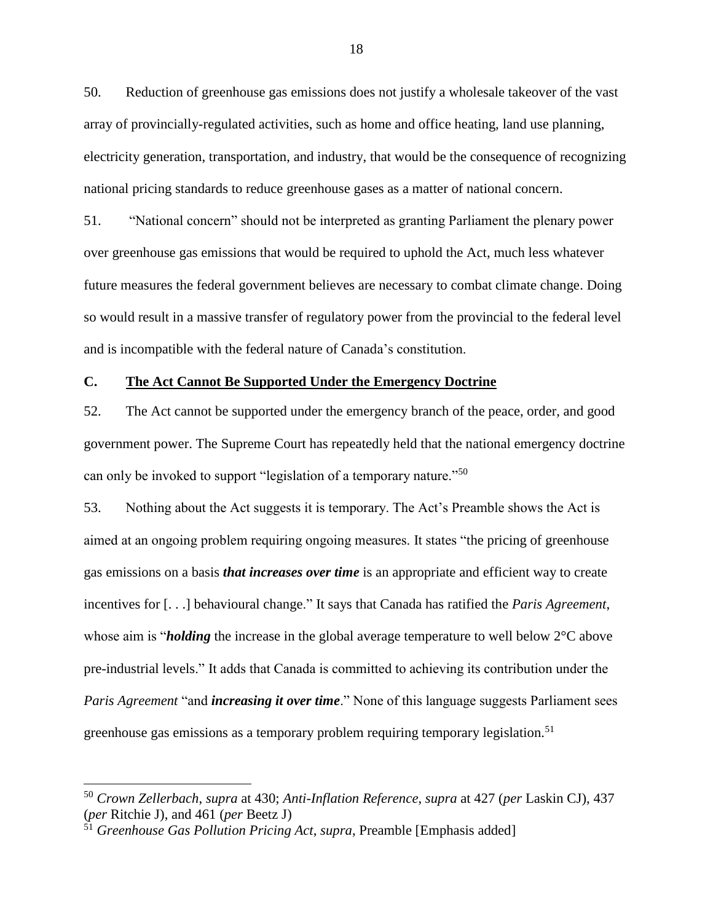50. Reduction of greenhouse gas emissions does not justify a wholesale takeover of the vast array of provincially-regulated activities, such as home and office heating, land use planning, electricity generation, transportation, and industry, that would be the consequence of recognizing national pricing standards to reduce greenhouse gases as a matter of national concern.

51. "National concern" should not be interpreted as granting Parliament the plenary power over greenhouse gas emissions that would be required to uphold the Act, much less whatever future measures the federal government believes are necessary to combat climate change. Doing so would result in a massive transfer of regulatory power from the provincial to the federal level and is incompatible with the federal nature of Canada's constitution.

## C. The Act Cannot Be Supported Under the Emergency Doctrine

52. The Act cannot be supported under the emergency branch of the peace, order, and good government power. The Supreme Court has repeatedly held that the national emergency doctrine can only be invoked to support "legislation of a temporary nature."[50]

53. Nothing about the Act suggests it is temporary. The Act's Preamble shows the Act is aimed at an ongoing problem requiring ongoing measures. It states "the pricing of greenhouse gas emissions on a basis ***that increases over time*** is an appropriate and efficient way to create incentives for [. . .] behavioural change." It says that Canada has ratified the *Paris Agreement*, whose aim is "***holding*** the increase in the global average temperature to well below 2°C above pre-industrial levels." It adds that Canada is committed to achieving its contribution under the *Paris Agreement* "and ***increasing it over time***." None of this language suggests Parliament sees greenhouse gas emissions as a temporary problem requiring temporary legislation.[51]

---

[50] *Crown Zellerbach*, *supra* at 430; *Anti-Inflation Reference*, *supra* at 427 (*per* Laskin CJ), 437 (*per* Ritchie J), and 461 (*per* Beetz J)

[51] *Greenhouse Gas Pollution Pricing Act*, *supra*, Preamble [Emphasis added]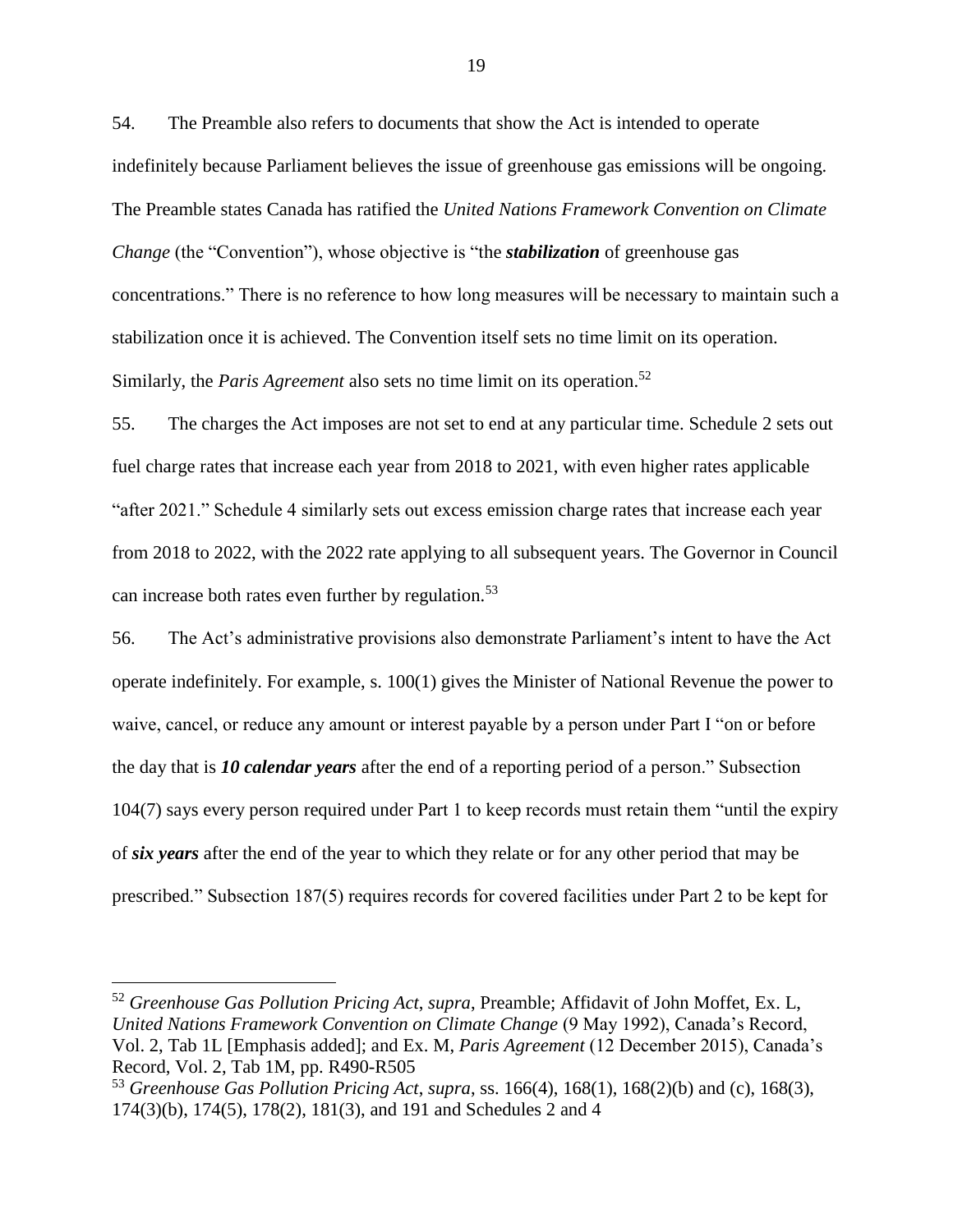54. The Preamble also refers to documents that show the Act is intended to operate indefinitely because Parliament believes the issue of greenhouse gas emissions will be ongoing. The Preamble states Canada has ratified the *United Nations Framework Convention on Climate Change* (the "Convention"), whose objective is "the ***stabilization*** of greenhouse gas concentrations." There is no reference to how long measures will be necessary to maintain such a stabilization once it is achieved. The Convention itself sets no time limit on its operation. Similarly, the *Paris Agreement* also sets no time limit on its operation.[52]

55. The charges the Act imposes are not set to end at any particular time. Schedule 2 sets out fuel charge rates that increase each year from 2018 to 2021, with even higher rates applicable "after 2021." Schedule 4 similarly sets out excess emission charge rates that increase each year from 2018 to 2022, with the 2022 rate applying to all subsequent years. The Governor in Council can increase both rates even further by regulation.[53]

56. The Act's administrative provisions also demonstrate Parliament's intent to have the Act operate indefinitely. For example, s. 100(1) gives the Minister of National Revenue the power to waive, cancel, or reduce any amount or interest payable by a person under Part I "on or before the day that is ***10 calendar years*** after the end of a reporting period of a person." Subsection 104(7) says every person required under Part 1 to keep records must retain them "until the expiry of ***six years*** after the end of the year to which they relate or for any other period that may be prescribed." Subsection 187(5) requires records for covered facilities under Part 2 to be kept for

---

[52] *Greenhouse Gas Pollution Pricing Act*, *supra*, Preamble; Affidavit of John Moffet, Ex. L, *United Nations Framework Convention on Climate Change* (9 May 1992), Canada's Record, Vol. 2, Tab 1L [Emphasis added]; and Ex. M, *Paris Agreement* (12 December 2015), Canada's Record, Vol. 2, Tab 1M, pp. R490-R505

[53] *Greenhouse Gas Pollution Pricing Act*, *supra*, ss. 166(4), 168(1), 168(2)(b) and (c), 168(3), 174(3)(b), 174(5), 178(2), 181(3), and 191 and Schedules 2 and 4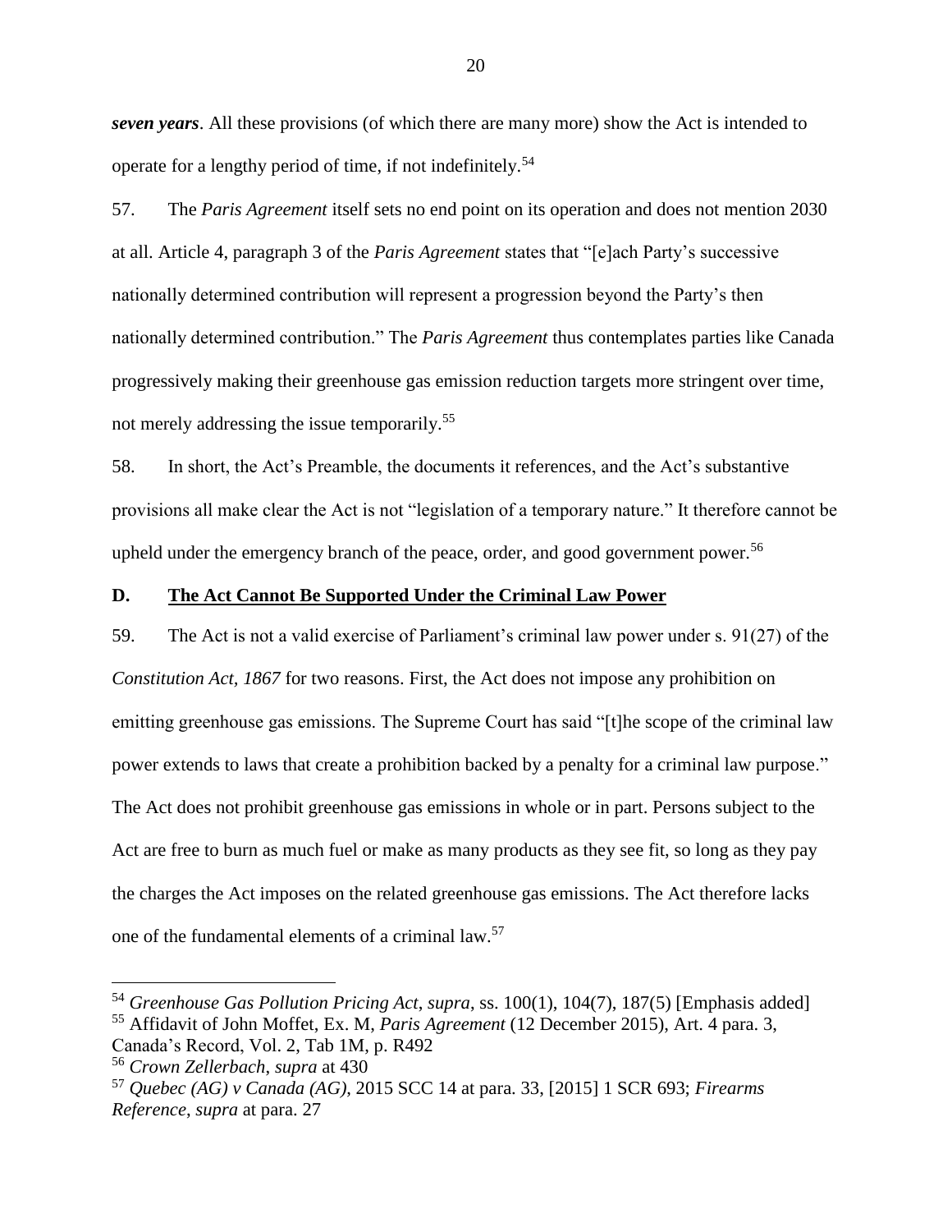***seven years***. All these provisions (of which there are many more) show the Act is intended to operate for a lengthy period of time, if not indefinitely.[54]

57. The *Paris Agreement* itself sets no end point on its operation and does not mention 2030 at all. Article 4, paragraph 3 of the *Paris Agreement* states that "[e]ach Party's successive nationally determined contribution will represent a progression beyond the Party's then nationally determined contribution." The *Paris Agreement* thus contemplates parties like Canada progressively making their greenhouse gas emission reduction targets more stringent over time, not merely addressing the issue temporarily.[55]

58. In short, the Act's Preamble, the documents it references, and the Act's substantive provisions all make clear the Act is not "legislation of a temporary nature." It therefore cannot be upheld under the emergency branch of the peace, order, and good government power.[56]

## D. The Act Cannot Be Supported Under the Criminal Law Power

59. The Act is not a valid exercise of Parliament's criminal law power under s. 91(27) of the *Constitution Act, 1867* for two reasons. First, the Act does not impose any prohibition on emitting greenhouse gas emissions. The Supreme Court has said "[t]he scope of the criminal law power extends to laws that create a prohibition backed by a penalty for a criminal law purpose." The Act does not prohibit greenhouse gas emissions in whole or in part. Persons subject to the Act are free to burn as much fuel or make as many products as they see fit, so long as they pay the charges the Act imposes on the related greenhouse gas emissions. The Act therefore lacks one of the fundamental elements of a criminal law.[57]

---

[54] *Greenhouse Gas Pollution Pricing Act*, *supra*, ss. 100(1), 104(7), 187(5) [Emphasis added]

[55] Affidavit of John Moffet, Ex. M, *Paris Agreement* (12 December 2015), Art. 4 para. 3, Canada's Record, Vol. 2, Tab 1M, p. R492

[56] *Crown Zellerbach*, *supra* at 430

[57] *Quebec (AG) v Canada (AG)*, 2015 SCC 14 at para. 33, [2015] 1 SCR 693; *Firearms Reference*, *supra* at para. 27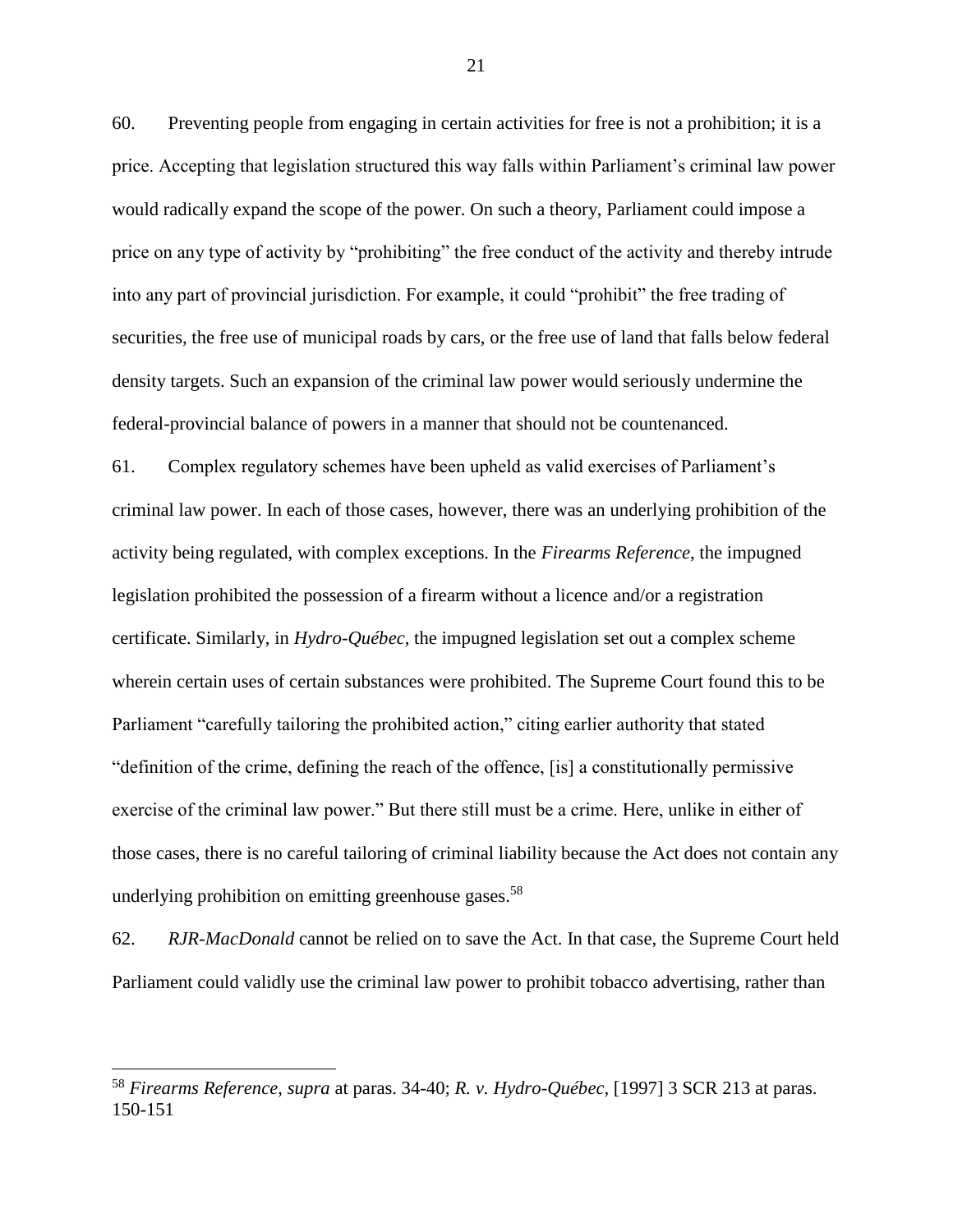60. Preventing people from engaging in certain activities for free is not a prohibition; it is a price. Accepting that legislation structured this way falls within Parliament's criminal law power would radically expand the scope of the power. On such a theory, Parliament could impose a price on any type of activity by "prohibiting" the free conduct of the activity and thereby intrude into any part of provincial jurisdiction. For example, it could "prohibit" the free trading of securities, the free use of municipal roads by cars, or the free use of land that falls below federal density targets. Such an expansion of the criminal law power would seriously undermine the federal-provincial balance of powers in a manner that should not be countenanced.

61. Complex regulatory schemes have been upheld as valid exercises of Parliament's criminal law power. In each of those cases, however, there was an underlying prohibition of the activity being regulated, with complex exceptions. In the *Firearms Reference*, the impugned legislation prohibited the possession of a firearm without a licence and/or a registration certificate. Similarly, in *Hydro-Québec*, the impugned legislation set out a complex scheme wherein certain uses of certain substances were prohibited. The Supreme Court found this to be Parliament "carefully tailoring the prohibited action," citing earlier authority that stated "definition of the crime, defining the reach of the offence, [is] a constitutionally permissive exercise of the criminal law power." But there still must be a crime. Here, unlike in either of those cases, there is no careful tailoring of criminal liability because the Act does not contain any underlying prohibition on emitting greenhouse gases.[58]

62. *RJR-MacDonald* cannot be relied on to save the Act. In that case, the Supreme Court held Parliament could validly use the criminal law power to prohibit tobacco advertising, rather than

---

[58] *Firearms Reference*, *supra* at paras. 34-40; *R. v. Hydro-Québec*, [1997] 3 SCR 213 at paras. 150-151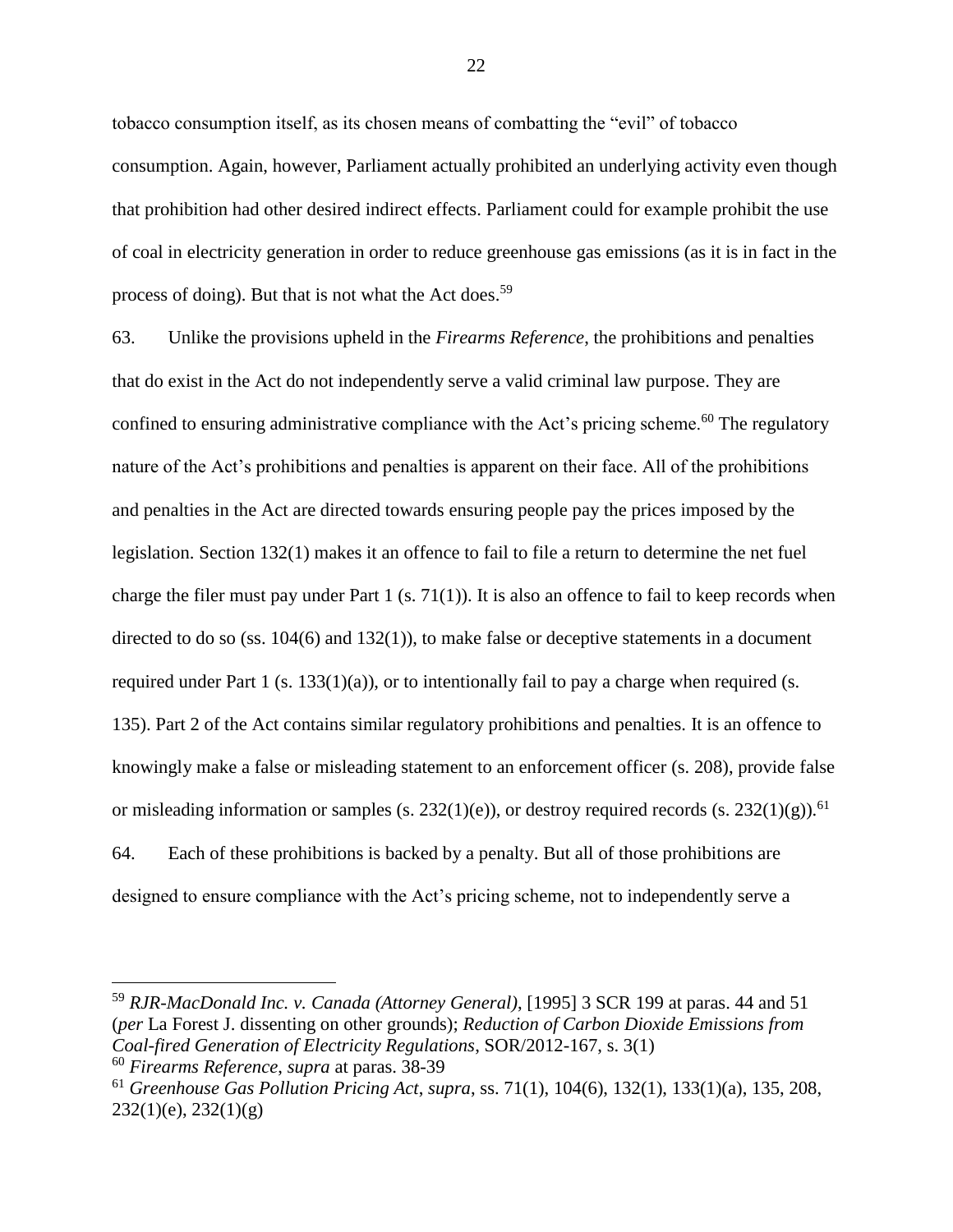tobacco consumption itself, as its chosen means of combatting the "evil" of tobacco consumption. Again, however, Parliament actually prohibited an underlying activity even though that prohibition had other desired indirect effects. Parliament could for example prohibit the use of coal in electricity generation in order to reduce greenhouse gas emissions (as it is in fact in the process of doing). But that is not what the Act does.[59]

63. Unlike the provisions upheld in the *Firearms Reference*, the prohibitions and penalties that do exist in the Act do not independently serve a valid criminal law purpose. They are confined to ensuring administrative compliance with the Act's pricing scheme.[60] The regulatory nature of the Act's prohibitions and penalties is apparent on their face. All of the prohibitions and penalties in the Act are directed towards ensuring people pay the prices imposed by the legislation. Section 132(1) makes it an offence to fail to file a return to determine the net fuel charge the filer must pay under Part 1 (s. 71(1)). It is also an offence to fail to keep records when directed to do so (ss. 104(6) and 132(1)), to make false or deceptive statements in a document required under Part 1 (s. 133(1)(a)), or to intentionally fail to pay a charge when required (s. 135). Part 2 of the Act contains similar regulatory prohibitions and penalties. It is an offence to knowingly make a false or misleading statement to an enforcement officer (s. 208), provide false or misleading information or samples (s. 232(1)(e)), or destroy required records (s. 232(1)(g)).[61]

64. Each of these prohibitions is backed by a penalty. But all of those prohibitions are designed to ensure compliance with the Act's pricing scheme, not to independently serve a

---

[59] *RJR-MacDonald Inc. v. Canada (Attorney General)*, [1995] 3 SCR 199 at paras. 44 and 51 (*per* La Forest J. dissenting on other grounds); *Reduction of Carbon Dioxide Emissions from Coal-fired Generation of Electricity Regulations*, SOR/2012-167, s. 3(1)

[60] *Firearms Reference*, *supra* at paras. 38-39

[61] *Greenhouse Gas Pollution Pricing Act*, *supra*, ss. 71(1), 104(6), 132(1), 133(1)(a), 135, 208, 232(1)(e), 232(1)(g)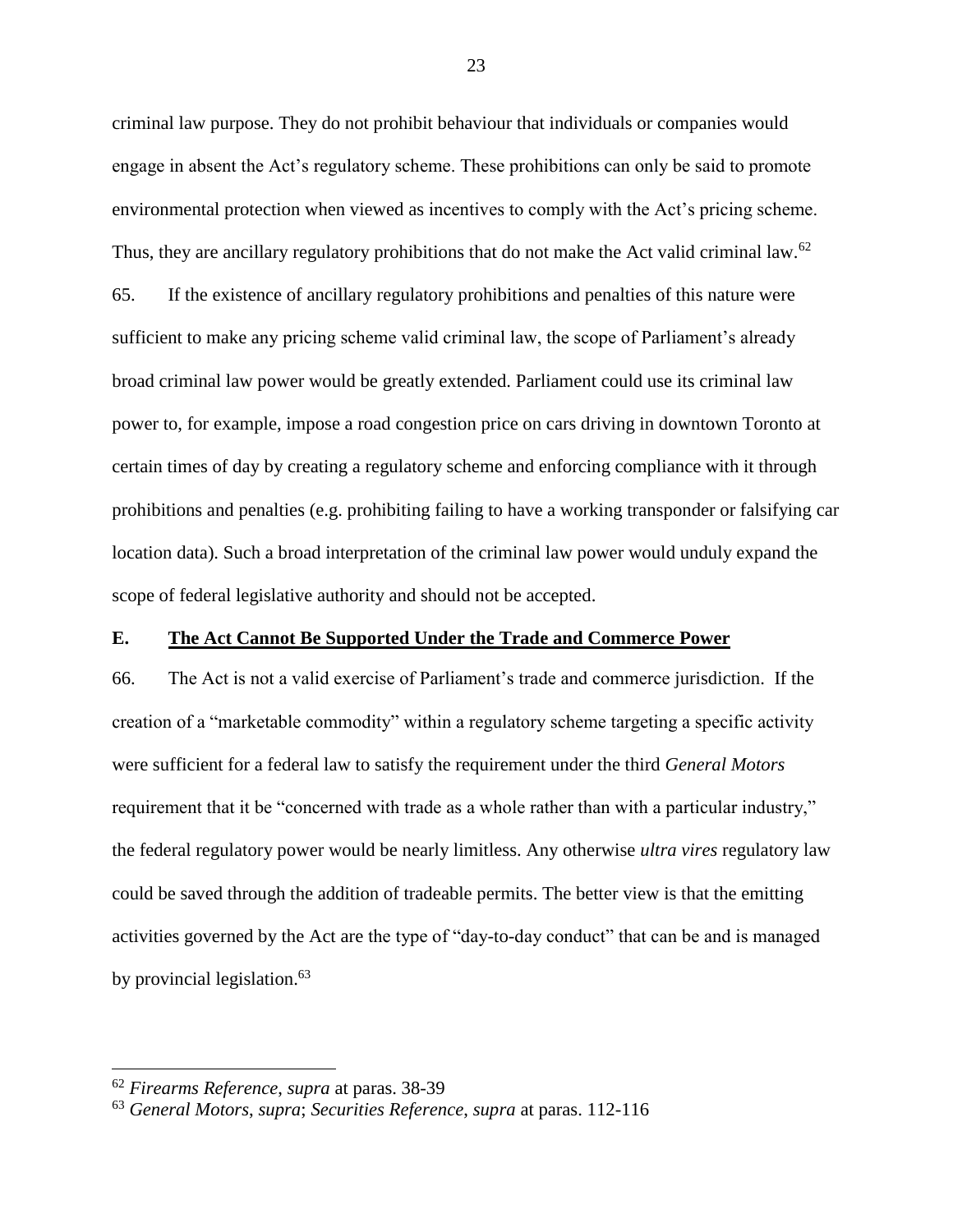criminal law purpose. They do not prohibit behaviour that individuals or companies would engage in absent the Act's regulatory scheme. These prohibitions can only be said to promote environmental protection when viewed as incentives to comply with the Act's pricing scheme. Thus, they are ancillary regulatory prohibitions that do not make the Act valid criminal law.[62]

65. If the existence of ancillary regulatory prohibitions and penalties of this nature were sufficient to make any pricing scheme valid criminal law, the scope of Parliament's already broad criminal law power would be greatly extended. Parliament could use its criminal law power to, for example, impose a road congestion price on cars driving in downtown Toronto at certain times of day by creating a regulatory scheme and enforcing compliance with it through prohibitions and penalties (e.g. prohibiting failing to have a working transponder or falsifying car location data). Such a broad interpretation of the criminal law power would unduly expand the scope of federal legislative authority and should not be accepted.

## E. <u>The Act Cannot Be Supported Under the Trade and Commerce Power</u>

66. The Act is not a valid exercise of Parliament's trade and commerce jurisdiction. If the creation of a "marketable commodity" within a regulatory scheme targeting a specific activity were sufficient for a federal law to satisfy the requirement under the third *General Motors* requirement that it be "concerned with trade as a whole rather than with a particular industry," the federal regulatory power would be nearly limitless. Any otherwise *ultra vires* regulatory law could be saved through the addition of tradeable permits. The better view is that the emitting activities governed by the Act are the type of "day-to-day conduct" that can be and is managed by provincial legislation.[63]

---

[62] *Firearms Reference*, *supra* at paras. 38-39

[63] *General Motors*, *supra*; *Securities Reference*, *supra* at paras. 112-116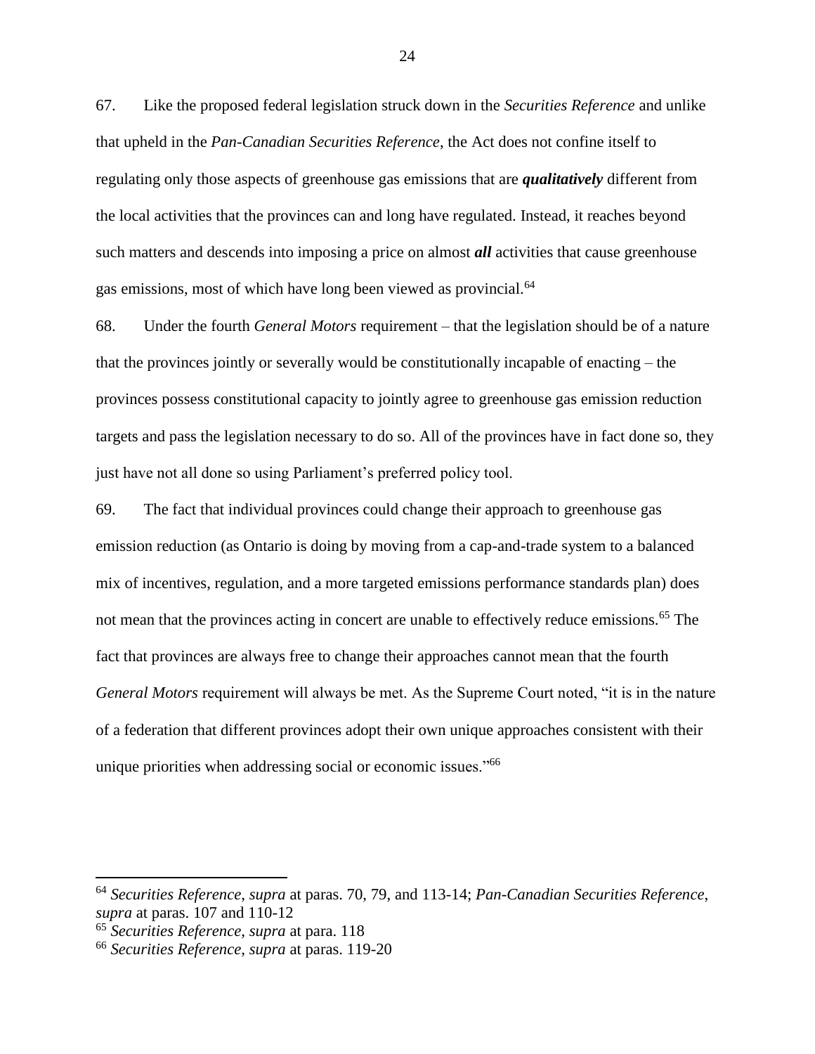67. Like the proposed federal legislation struck down in the *Securities Reference* and unlike that upheld in the *Pan-Canadian Securities Reference*, the Act does not confine itself to regulating only those aspects of greenhouse gas emissions that are ***qualitatively*** different from the local activities that the provinces can and long have regulated. Instead, it reaches beyond such matters and descends into imposing a price on almost ***all*** activities that cause greenhouse gas emissions, most of which have long been viewed as provincial.[64]

68. Under the fourth *General Motors* requirement – that the legislation should be of a nature that the provinces jointly or severally would be constitutionally incapable of enacting – the provinces possess constitutional capacity to jointly agree to greenhouse gas emission reduction targets and pass the legislation necessary to do so. All of the provinces have in fact done so, they just have not all done so using Parliament's preferred policy tool.

69. The fact that individual provinces could change their approach to greenhouse gas emission reduction (as Ontario is doing by moving from a cap-and-trade system to a balanced mix of incentives, regulation, and a more targeted emissions performance standards plan) does not mean that the provinces acting in concert are unable to effectively reduce emissions.[65] The fact that provinces are always free to change their approaches cannot mean that the fourth *General Motors* requirement will always be met. As the Supreme Court noted, "it is in the nature of a federation that different provinces adopt their own unique approaches consistent with their unique priorities when addressing social or economic issues."[66]

---

[64] *Securities Reference*, *supra* at paras. 70, 79, and 113-14; *Pan-Canadian Securities Reference*, *supra* at paras. 107 and 110-12

[65] *Securities Reference*, *supra* at para. 118

[66] *Securities Reference*, *supra* at paras. 119-20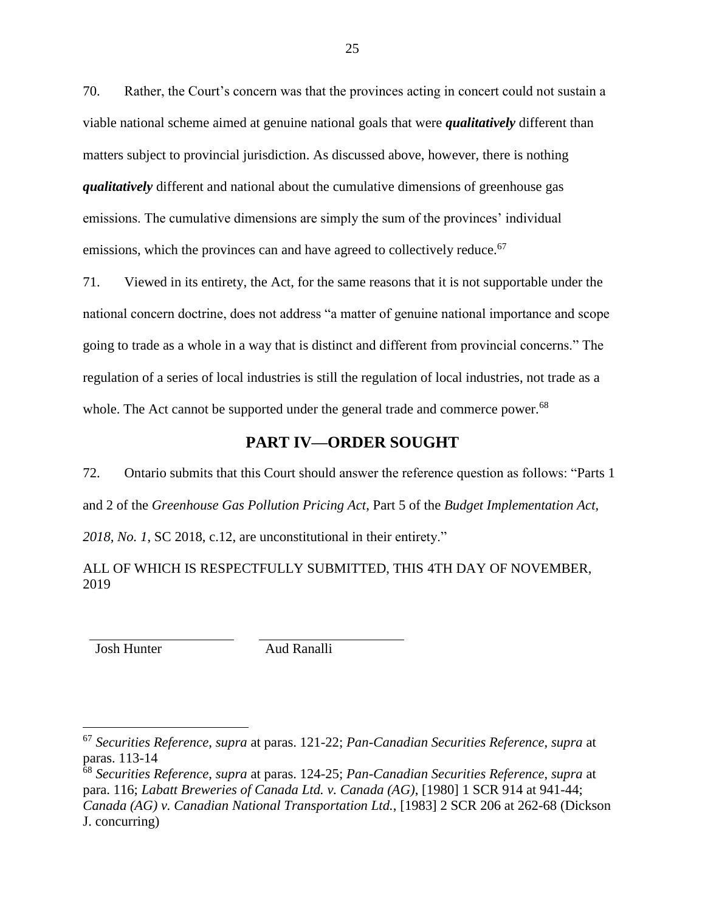70. Rather, the Court's concern was that the provinces acting in concert could not sustain a viable national scheme aimed at genuine national goals that were ***qualitatively*** different than matters subject to provincial jurisdiction. As discussed above, however, there is nothing ***qualitatively*** different and national about the cumulative dimensions of greenhouse gas emissions. The cumulative dimensions are simply the sum of the provinces' individual emissions, which the provinces can and have agreed to collectively reduce.[67]

71. Viewed in its entirety, the Act, for the same reasons that it is not supportable under the national concern doctrine, does not address "a matter of genuine national importance and scope going to trade as a whole in a way that is distinct and different from provincial concerns." The regulation of a series of local industries is still the regulation of local industries, not trade as a whole. The Act cannot be supported under the general trade and commerce power.[68]

## PART IV—ORDER SOUGHT

72. Ontario submits that this Court should answer the reference question as follows: "Parts 1 and 2 of the *Greenhouse Gas Pollution Pricing Act*, Part 5 of the *Budget Implementation Act, 2018, No. 1*, SC 2018, c.12, are unconstitutional in their entirety."

ALL OF WHICH IS RESPECTFULLY SUBMITTED, THIS 4TH DAY OF NOVEMBER, 2019

Josh Hunter     Aud Ranalli

---

[67] *Securities Reference*, *supra* at paras. 121-22; *Pan-Canadian Securities Reference*, *supra* at paras. 113-14

[68] *Securities Reference*, *supra* at paras. 124-25; *Pan-Canadian Securities Reference*, *supra* at para. 116; *Labatt Breweries of Canada Ltd. v. Canada (AG)*, [1980] 1 SCR 914 at 941-44; *Canada (AG) v. Canadian National Transportation Ltd.*, [1983] 2 SCR 206 at 262-68 (Dickson J. concurring)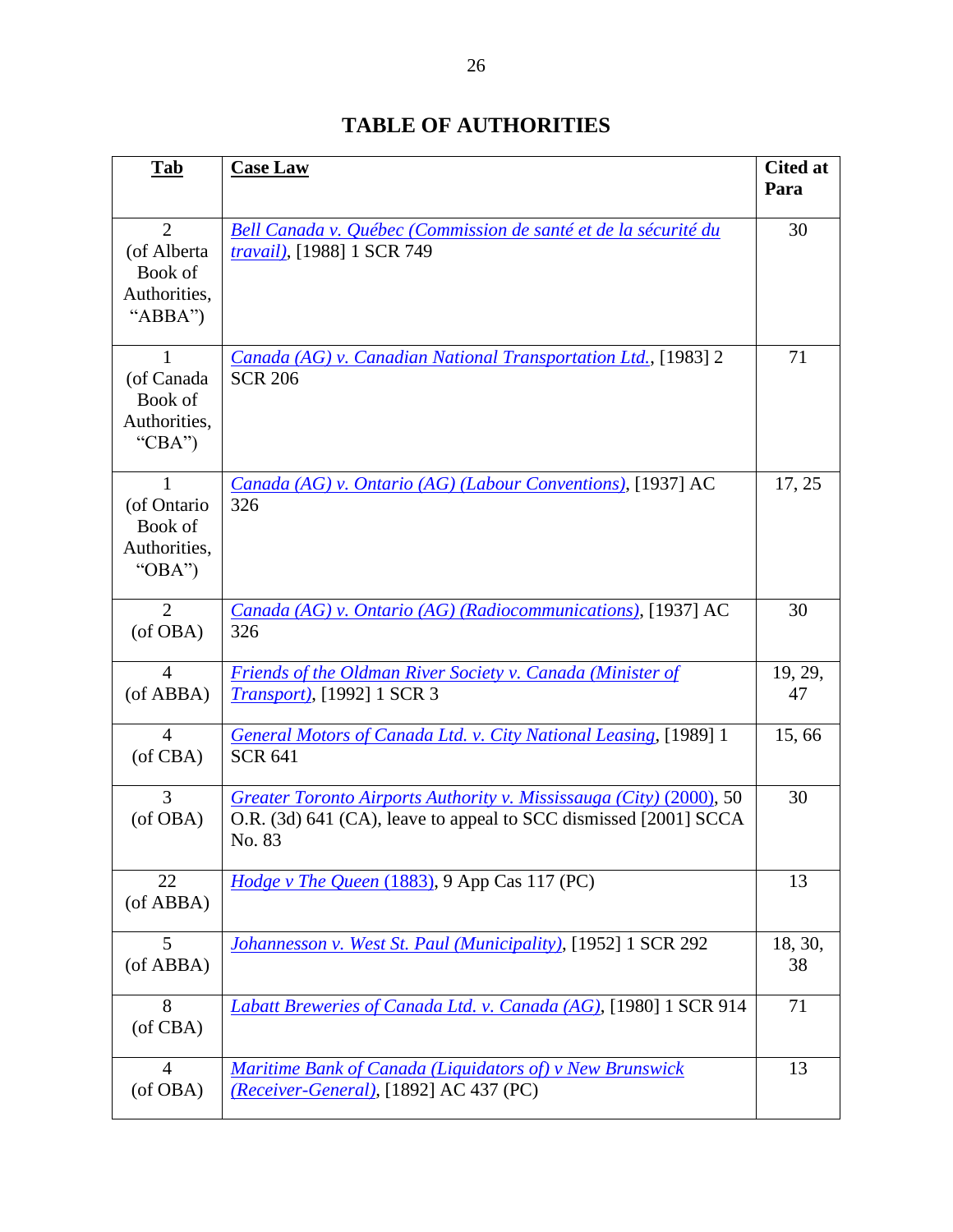# TABLE OF AUTHORITIES

| **Tab** | **Case Law** | **Cited at Para** |
|---|---|---|
| 2 (of Alberta Book of Authorities, "ABBA") | *Bell Canada v. Québec (Commission de santé et de la sécurité du travail)*, [1988] 1 SCR 749 | 30 |
| 1 (of Canada Book of Authorities, "CBA") | *Canada (AG) v. Canadian National Transportation Ltd.*, [1983] 2 SCR 206 | 71 |
| 1 (of Ontario Book of Authorities, "OBA") | *Canada (AG) v. Ontario (AG) (Labour Conventions)*, [1937] AC 326 | 17, 25 |
| 2 (of OBA) | *Canada (AG) v. Ontario (AG) (Radiocommunications)*, [1937] AC 326 | 30 |
| 4 (of ABBA) | *Friends of the Oldman River Society v. Canada (Minister of Transport)*, [1992] 1 SCR 3 | 19, 29, 47 |
| 4 (of CBA) | *General Motors of Canada Ltd. v. City National Leasing*, [1989] 1 SCR 641 | 15, 66 |
| 3 (of OBA) | *Greater Toronto Airports Authority v. Mississauga (City) (2000)*, 50 O.R. (3d) 641 (CA), leave to appeal to SCC dismissed [2001] SCCA No. 83 | 30 |
| 22 (of ABBA) | *Hodge v The Queen (1883)*, 9 App Cas 117 (PC) | 13 |
| 5 (of ABBA) | *Johannesson v. West St. Paul (Municipality)*, [1952] 1 SCR 292 | 18, 30, 38 |
| 8 (of CBA) | *Labatt Breweries of Canada Ltd. v. Canada (AG)*, [1980] 1 SCR 914 | 71 |
| 4 (of OBA) | *Maritime Bank of Canada (Liquidators of) v New Brunswick (Receiver-General)*, [1892] AC 437 (PC) | 13 |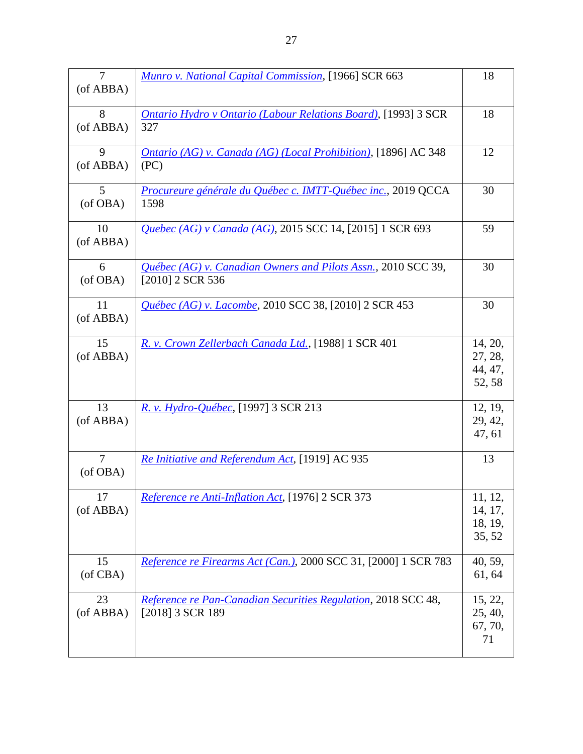| | | |
|---|---|---|
| 7 (of ABBA) | *Munro v. National Capital Commission*, [1966] SCR 663 | 18 |
| 8 (of ABBA) | *Ontario Hydro v Ontario (Labour Relations Board)*, [1993] 3 SCR 327 | 18 |
| 9 (of ABBA) | *Ontario (AG) v. Canada (AG) (Local Prohibition)*, [1896] AC 348 (PC) | 12 |
| 5 (of OBA) | *Procureure générale du Québec c. IMTT-Québec inc.*, 2019 QCCA 1598 | 30 |
| 10 (of ABBA) | *Quebec (AG) v Canada (AG)*, 2015 SCC 14, [2015] 1 SCR 693 | 59 |
| 6 (of OBA) | *Québec (AG) v. Canadian Owners and Pilots Assn.*, 2010 SCC 39, [2010] 2 SCR 536 | 30 |
| 11 (of ABBA) | *Québec (AG) v. Lacombe*, 2010 SCC 38, [2010] 2 SCR 453 | 30 |
| 15 (of ABBA) | *R. v. Crown Zellerbach Canada Ltd.*, [1988] 1 SCR 401 | 14, 20, 27, 28, 44, 47, 52, 58 |
| 13 (of ABBA) | *R. v. Hydro-Québec*, [1997] 3 SCR 213 | 12, 19, 29, 42, 47, 61 |
| 7 (of OBA) | *Re Initiative and Referendum Act*, [1919] AC 935 | 13 |
| 17 (of ABBA) | *Reference re Anti-Inflation Act*, [1976] 2 SCR 373 | 11, 12, 14, 17, 18, 19, 35, 52 |
| 15 (of CBA) | *Reference re Firearms Act (Can.)*, 2000 SCC 31, [2000] 1 SCR 783 | 40, 59, 61, 64 |
| 23 (of ABBA) | *Reference re Pan-Canadian Securities Regulation*, 2018 SCC 48, [2018] 3 SCR 189 | 15, 22, 25, 40, 67, 70, 71 |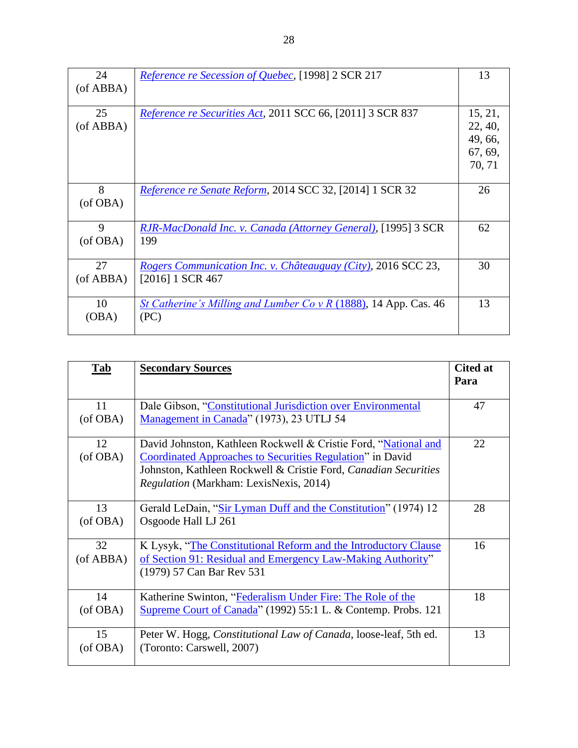| | | |
|---|---|---|
| 24 (of ABBA) | *Reference re Secession of Quebec*, [1998] 2 SCR 217 | 13 |
| 25 (of ABBA) | *Reference re Securities Act*, 2011 SCC 66, [2011] 3 SCR 837 | 15, 21, 22, 40, 49, 66, 67, 69, 70, 71 |
| 8 (of OBA) | *Reference re Senate Reform*, 2014 SCC 32, [2014] 1 SCR 32 | 26 |
| 9 (of OBA) | *RJR-MacDonald Inc. v. Canada (Attorney General)*, [1995] 3 SCR 199 | 62 |
| 27 (of ABBA) | *Rogers Communication Inc. v. Châteauguay (City)*, 2016 SCC 23, [2016] 1 SCR 467 | 30 |
| 10 (OBA) | *St Catherine's Milling and Lumber Co v R (1888)*, 14 App. Cas. 46 (PC) | 13 |

| **Tab** | **Secondary Sources** | **Cited at Para** |
|---|---|---|
| 11 (of OBA) | Dale Gibson, "Constitutional Jurisdiction over Environmental Management in Canada" (1973), 23 UTLJ 54 | 47 |
| 12 (of OBA) | David Johnston, Kathleen Rockwell & Cristie Ford, "National and Coordinated Approaches to Securities Regulation" in David Johnston, Kathleen Rockwell & Cristie Ford, *Canadian Securities Regulation* (Markham: LexisNexis, 2014) | 22 |
| 13 (of OBA) | Gerald LeDain, "Sir Lyman Duff and the Constitution" (1974) 12 Osgoode Hall LJ 261 | 28 |
| 32 (of ABBA) | K Lysyk, "The Constitutional Reform and the Introductory Clause of Section 91: Residual and Emergency Law-Making Authority" (1979) 57 Can Bar Rev 531 | 16 |
| 14 (of OBA) | Katherine Swinton, "Federalism Under Fire: The Role of the Supreme Court of Canada" (1992) 55:1 L. & Contemp. Probs. 121 | 18 |
| 15 (of OBA) | Peter W. Hogg, *Constitutional Law of Canada*, loose-leaf, 5th ed. (Toronto: Carswell, 2007) | 13 |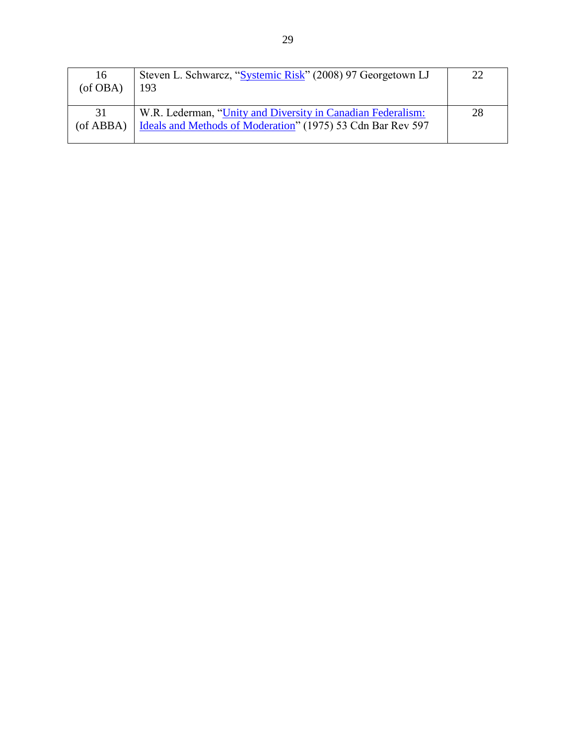| | | |
|---|---|---|
| 16 (of OBA) | Steven L. Schwarcz, "Systemic Risk" (2008) 97 Georgetown LJ 193 | 22 |
| 31 (of ABBA) | W.R. Lederman, "Unity and Diversity in Canadian Federalism: Ideals and Methods of Moderation" (1975) 53 Cdn Bar Rev 597 | 28 |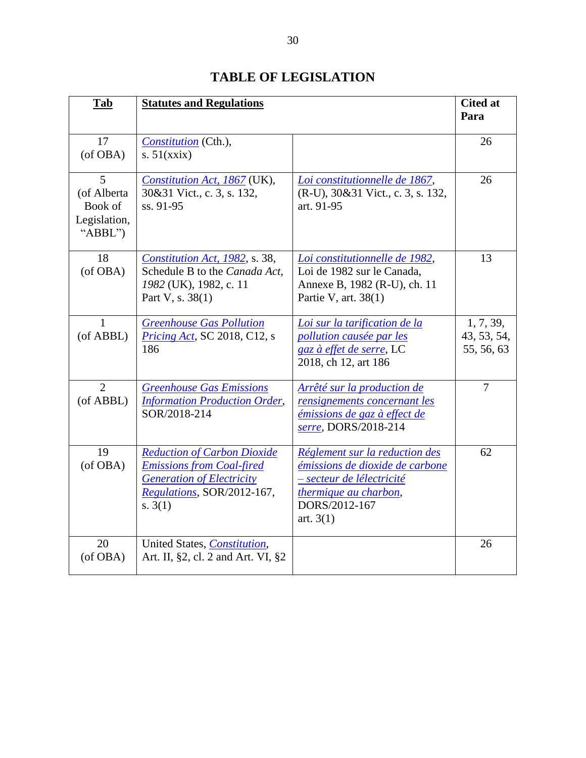# TABLE OF LEGISLATION

| Tab | Statutes and Regulations | | Cited at Para |
|---|---|---|---|
| 17 (of OBA) | *Constitution* (Cth.), s. 51(xxix) | | 26 |
| 5 (of Alberta Book of Legislation, "ABBL") | *Constitution Act, 1867* (UK), 30&31 Vict., c. 3, s. 132, ss. 91-95 | *Loi constitutionnelle de 1867*, (R-U), 30&31 Vict., c. 3, s. 132, art. 91-95 | 26 |
| 18 (of OBA) | *Constitution Act, 1982*, s. 38, Schedule B to the *Canada Act, 1982* (UK), 1982, c. 11 Part V, s. 38(1) | *Loi constitutionnelle de 1982*, Loi de 1982 sur le Canada, Annexe B, 1982 (R-U), ch. 11 Partie V, art. 38(1) | 13 |
| 1 (of ABBL) | *Greenhouse Gas Pollution Pricing Act*, SC 2018, C12, s 186 | *Loi sur la tarification de la pollution causée par les gaz à effet de serre*, LC 2018, ch 12, art 186 | 1, 7, 39, 43, 53, 54, 55, 56, 63 |
| 2 (of ABBL) | *Greenhouse Gas Emissions Information Production Order*, SOR/2018-214 | *Arrêté sur la production de renseignements concernant les émissions de gaz à effect de serre*, DORS/2018-214 | 7 |
| 19 (of OBA) | *Reduction of Carbon Dioxide Emissions from Coal-fired Generation of Electricity Regulations*, SOR/2012-167, s. 3(1) | *Réglement sur la reduction des émissions de dioxide de carbone – secteur de lélectricité thermique au charbon*, DORS/2012-167 art. 3(1) | 62 |
| 20 (of OBA) | United States, *Constitution*, Art. II, §2, cl. 2 and Art. VI, §2 | | 26 |